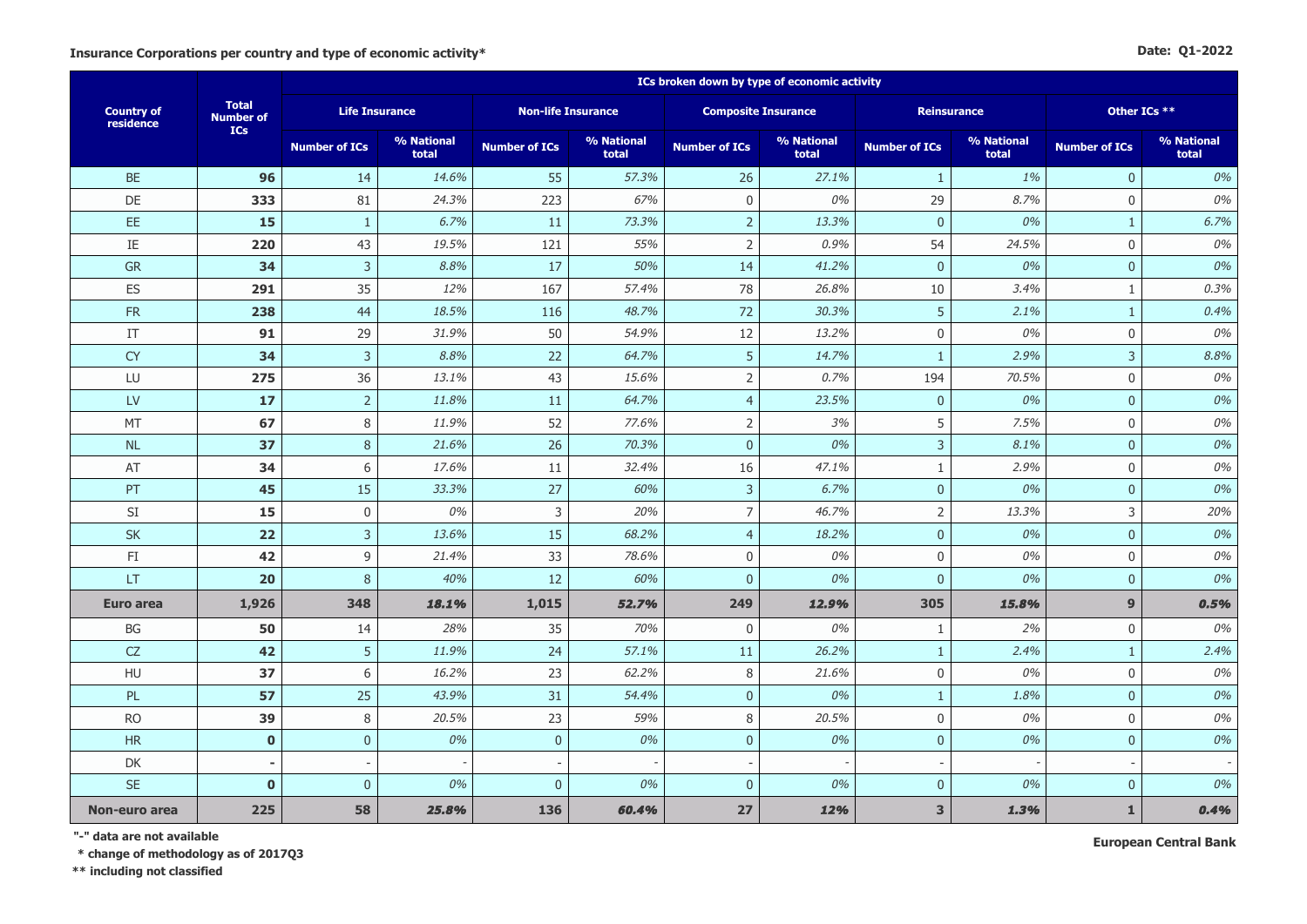**Insurance Corporations per country and type of economic activity***

**Date: Q1-2022**

| Country of residence | Total Number of ICs | ICs broken down by type of economic activity | | | | | | | | | |
|---|---|---|---|---|---|---|---|---|---|---|---|
| | | Life Insurance | | Non-life Insurance | | Composite Insurance | | Reinsurance | | Other ICs ** | |
| | | Number of ICs | % National total | Number of ICs | % National total | Number of ICs | % National total | Number of ICs | % National total | Number of ICs | % National total |
| BE | **96** | 14 | *14.6%* | 55 | *57.3%* | 26 | *27.1%* | 1 | *1%* | 0 | *0%* |
| DE | **333** | 81 | *24.3%* | 223 | *67%* | 0 | *0%* | 29 | *8.7%* | 0 | *0%* |
| EE | **15** | 1 | *6.7%* | 11 | *73.3%* | 2 | *13.3%* | 0 | *0%* | 1 | *6.7%* |
| IE | **220** | 43 | *19.5%* | 121 | *55%* | 2 | *0.9%* | 54 | *24.5%* | 0 | *0%* |
| GR | **34** | 3 | *8.8%* | 17 | *50%* | 14 | *41.2%* | 0 | *0%* | 0 | *0%* |
| ES | **291** | 35 | *12%* | 167 | *57.4%* | 78 | *26.8%* | 10 | *3.4%* | 1 | *0.3%* |
| FR | **238** | 44 | *18.5%* | 116 | *48.7%* | 72 | *30.3%* | 5 | *2.1%* | 1 | *0.4%* |
| IT | **91** | 29 | *31.9%* | 50 | *54.9%* | 12 | *13.2%* | 0 | *0%* | 0 | *0%* |
| CY | **34** | 3 | *8.8%* | 22 | *64.7%* | 5 | *14.7%* | 1 | *2.9%* | 3 | *8.8%* |
| LU | **275** | 36 | *13.1%* | 43 | *15.6%* | 2 | *0.7%* | 194 | *70.5%* | 0 | *0%* |
| LV | **17** | 2 | *11.8%* | 11 | *64.7%* | 4 | *23.5%* | 0 | *0%* | 0 | *0%* |
| MT | **67** | 8 | *11.9%* | 52 | *77.6%* | 2 | *3%* | 5 | *7.5%* | 0 | *0%* |
| NL | **37** | 8 | *21.6%* | 26 | *70.3%* | 0 | *0%* | 3 | *8.1%* | 0 | *0%* |
| AT | **34** | 6 | *17.6%* | 11 | *32.4%* | 16 | *47.1%* | 1 | *2.9%* | 0 | *0%* |
| PT | **45** | 15 | *33.3%* | 27 | *60%* | 3 | *6.7%* | 0 | *0%* | 0 | *0%* |
| SI | **15** | 0 | *0%* | 3 | *20%* | 7 | *46.7%* | 2 | *13.3%* | 3 | *20%* |
| SK | **22** | 3 | *13.6%* | 15 | *68.2%* | 4 | *18.2%* | 0 | *0%* | 0 | *0%* |
| FI | **42** | 9 | *21.4%* | 33 | *78.6%* | 0 | *0%* | 0 | *0%* | 0 | *0%* |
| LT | **20** | 8 | *40%* | 12 | *60%* | 0 | *0%* | 0 | *0%* | 0 | *0%* |
| **Euro area** | **1,926** | **348** | ***18.1%*** | **1,015** | ***52.7%*** | **249** | ***12.9%*** | **305** | ***15.8%*** | **9** | ***0.5%*** |
| BG | **50** | 14 | *28%* | 35 | *70%* | 0 | *0%* | 1 | *2%* | 0 | *0%* |
| CZ | **42** | 5 | *11.9%* | 24 | *57.1%* | 11 | *26.2%* | 1 | *2.4%* | 1 | *2.4%* |
| HU | **37** | 6 | *16.2%* | 23 | *62.2%* | 8 | *21.6%* | 0 | *0%* | 0 | *0%* |
| PL | **57** | 25 | *43.9%* | 31 | *54.4%* | 0 | *0%* | 1 | *1.8%* | 0 | *0%* |
| RO | **39** | 8 | *20.5%* | 23 | *59%* | 8 | *20.5%* | 0 | *0%* | 0 | *0%* |
| HR | **0** | 0 | *0%* | 0 | *0%* | 0 | *0%* | 0 | *0%* | 0 | *0%* |
| DK | **-** | - | - | - | - | - | - | - | - | - | - |
| SE | **0** | 0 | *0%* | 0 | *0%* | 0 | *0%* | 0 | *0%* | 0 | *0%* |
| **Non-euro area** | **225** | **58** | ***25.8%*** | **136** | ***60.4%*** | **27** | ***12%*** | **3** | ***1.3%*** | **1** | ***0.4%*** |

**"-" data are not available**

**\* change of methodology as of 2017Q3**

**\*\* including not classified**

**European Central Bank**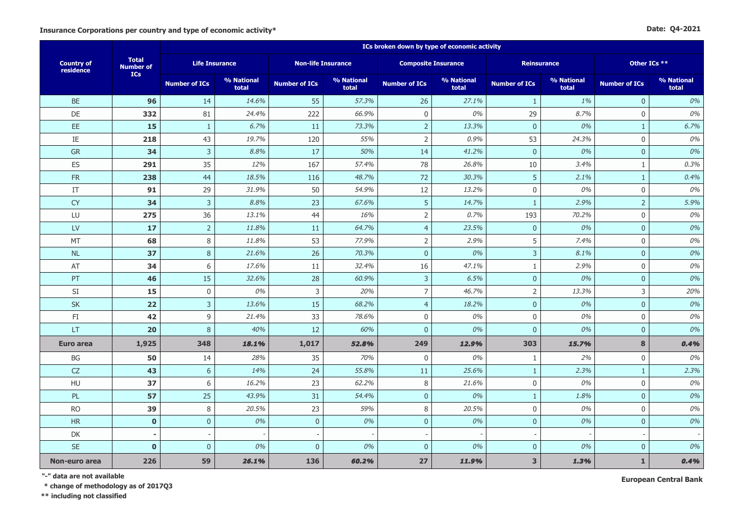**Insurance Corporations per country and type of economic activity***

**Date: Q4-2021**

| Country of residence | Total Number of ICs | ICs broken down by type of economic activity | | | | | | | | | |
|---|---|---|---|---|---|---|---|---|---|---|---|
| | | Life Insurance | | Non-life Insurance | | Composite Insurance | | Reinsurance | | Other ICs ** | |
| | | Number of ICs | % National total | Number of ICs | % National total | Number of ICs | % National total | Number of ICs | % National total | Number of ICs | % National total |
| BE | **96** | 14 | *14.6%* | 55 | *57.3%* | 26 | *27.1%* | 1 | *1%* | 0 | *0%* |
| DE | **332** | 81 | *24.4%* | 222 | *66.9%* | 0 | *0%* | 29 | *8.7%* | 0 | *0%* |
| EE | **15** | 1 | *6.7%* | 11 | *73.3%* | 2 | *13.3%* | 0 | *0%* | 1 | *6.7%* |
| IE | **218** | 43 | *19.7%* | 120 | *55%* | 2 | *0.9%* | 53 | *24.3%* | 0 | *0%* |
| GR | **34** | 3 | *8.8%* | 17 | *50%* | 14 | *41.2%* | 0 | *0%* | 0 | *0%* |
| ES | **291** | 35 | *12%* | 167 | *57.4%* | 78 | *26.8%* | 10 | *3.4%* | 1 | *0.3%* |
| FR | **238** | 44 | *18.5%* | 116 | *48.7%* | 72 | *30.3%* | 5 | *2.1%* | 1 | *0.4%* |
| IT | **91** | 29 | *31.9%* | 50 | *54.9%* | 12 | *13.2%* | 0 | *0%* | 0 | *0%* |
| CY | **34** | 3 | *8.8%* | 23 | *67.6%* | 5 | *14.7%* | 1 | *2.9%* | 2 | *5.9%* |
| LU | **275** | 36 | *13.1%* | 44 | *16%* | 2 | *0.7%* | 193 | *70.2%* | 0 | *0%* |
| LV | **17** | 2 | *11.8%* | 11 | *64.7%* | 4 | *23.5%* | 0 | *0%* | 0 | *0%* |
| MT | **68** | 8 | *11.8%* | 53 | *77.9%* | 2 | *2.9%* | 5 | *7.4%* | 0 | *0%* |
| NL | **37** | 8 | *21.6%* | 26 | *70.3%* | 0 | *0%* | 3 | *8.1%* | 0 | *0%* |
| AT | **34** | 6 | *17.6%* | 11 | *32.4%* | 16 | *47.1%* | 1 | *2.9%* | 0 | *0%* |
| PT | **46** | 15 | *32.6%* | 28 | *60.9%* | 3 | *6.5%* | 0 | *0%* | 0 | *0%* |
| SI | **15** | 0 | *0%* | 3 | *20%* | 7 | *46.7%* | 2 | *13.3%* | 3 | *20%* |
| SK | **22** | 3 | *13.6%* | 15 | *68.2%* | 4 | *18.2%* | 0 | *0%* | 0 | *0%* |
| FI | **42** | 9 | *21.4%* | 33 | *78.6%* | 0 | *0%* | 0 | *0%* | 0 | *0%* |
| LT | **20** | 8 | *40%* | 12 | *60%* | 0 | *0%* | 0 | *0%* | 0 | *0%* |
| **Euro area** | **1,925** | **348** | ***18.1%*** | **1,017** | ***52.8%*** | **249** | ***12.9%*** | **303** | ***15.7%*** | **8** | ***0.4%*** |
| BG | **50** | 14 | *28%* | 35 | *70%* | 0 | *0%* | 1 | *2%* | 0 | *0%* |
| CZ | **43** | 6 | *14%* | 24 | *55.8%* | 11 | *25.6%* | 1 | *2.3%* | 1 | *2.3%* |
| HU | **37** | 6 | *16.2%* | 23 | *62.2%* | 8 | *21.6%* | 0 | *0%* | 0 | *0%* |
| PL | **57** | 25 | *43.9%* | 31 | *54.4%* | 0 | *0%* | 1 | *1.8%* | 0 | *0%* |
| RO | **39** | 8 | *20.5%* | 23 | *59%* | 8 | *20.5%* | 0 | *0%* | 0 | *0%* |
| HR | **0** | 0 | *0%* | 0 | *0%* | 0 | *0%* | 0 | *0%* | 0 | *0%* |
| DK | **-** | - | - | - | - | - | - | - | - | - | - |
| SE | **0** | 0 | *0%* | 0 | *0%* | 0 | *0%* | 0 | *0%* | 0 | *0%* |
| **Non-euro area** | **226** | **59** | ***26.1%*** | **136** | ***60.2%*** | **27** | ***11.9%*** | **3** | ***1.3%*** | **1** | ***0.4%*** |

**"-" data are not available**

**\* change of methodology as of 2017Q3**

**\*\* including not classified**

**European Central Bank**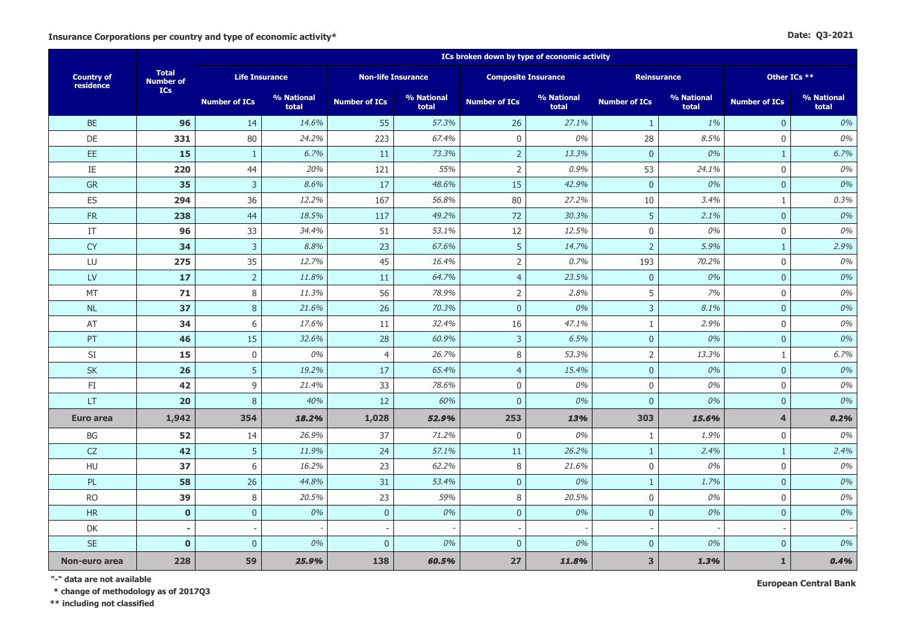**Insurance Corporations per country and type of economic activity***

**Date: Q3-2021**

| Country of residence | Total Number of ICs | ICs broken down by type of economic activity | | | | | | | | | |
|---|---|---|---|---|---|---|---|---|---|---|---|
| | | Life Insurance | | Non-life Insurance | | Composite Insurance | | Reinsurance | | Other ICs ** | |
| | | Number of ICs | % National total | Number of ICs | % National total | Number of ICs | % National total | Number of ICs | % National total | Number of ICs | % National total |
| BE | **96** | 14 | *14.6%* | 55 | *57.3%* | 26 | *27.1%* | 1 | *1%* | 0 | *0%* |
| DE | **331** | 80 | *24.2%* | 223 | *67.4%* | 0 | *0%* | 28 | *8.5%* | 0 | *0%* |
| EE | **15** | 1 | *6.7%* | 11 | *73.3%* | 2 | *13.3%* | 0 | *0%* | 1 | *6.7%* |
| IE | **220** | 44 | *20%* | 121 | *55%* | 2 | *0.9%* | 53 | *24.1%* | 0 | *0%* |
| GR | **35** | 3 | *8.6%* | 17 | *48.6%* | 15 | *42.9%* | 0 | *0%* | 0 | *0%* |
| ES | **294** | 36 | *12.2%* | 167 | *56.8%* | 80 | *27.2%* | 10 | *3.4%* | 1 | *0.3%* |
| FR | **238** | 44 | *18.5%* | 117 | *49.2%* | 72 | *30.3%* | 5 | *2.1%* | 0 | *0%* |
| IT | **96** | 33 | *34.4%* | 51 | *53.1%* | 12 | *12.5%* | 0 | *0%* | 0 | *0%* |
| CY | **34** | 3 | *8.8%* | 23 | *67.6%* | 5 | *14.7%* | 2 | *5.9%* | 1 | *2.9%* |
| LU | **275** | 35 | *12.7%* | 45 | *16.4%* | 2 | *0.7%* | 193 | *70.2%* | 0 | *0%* |
| LV | **17** | 2 | *11.8%* | 11 | *64.7%* | 4 | *23.5%* | 0 | *0%* | 0 | *0%* |
| MT | **71** | 8 | *11.3%* | 56 | *78.9%* | 2 | *2.8%* | 5 | *7%* | 0 | *0%* |
| NL | **37** | 8 | *21.6%* | 26 | *70.3%* | 0 | *0%* | 3 | *8.1%* | 0 | *0%* |
| AT | **34** | 6 | *17.6%* | 11 | *32.4%* | 16 | *47.1%* | 1 | *2.9%* | 0 | *0%* |
| PT | **46** | 15 | *32.6%* | 28 | *60.9%* | 3 | *6.5%* | 0 | *0%* | 0 | *0%* |
| SI | **15** | 0 | *0%* | 4 | *26.7%* | 8 | *53.3%* | 2 | *13.3%* | 1 | *6.7%* |
| SK | **26** | 5 | *19.2%* | 17 | *65.4%* | 4 | *15.4%* | 0 | *0%* | 0 | *0%* |
| FI | **42** | 9 | *21.4%* | 33 | *78.6%* | 0 | *0%* | 0 | *0%* | 0 | *0%* |
| LT | **20** | 8 | *40%* | 12 | *60%* | 0 | *0%* | 0 | *0%* | 0 | *0%* |
| **Euro area** | **1,942** | **354** | ***18.2%*** | **1,028** | ***52.9%*** | **253** | ***13%*** | **303** | ***15.6%*** | **4** | ***0.2%*** |
| BG | **52** | 14 | *26.9%* | 37 | *71.2%* | 0 | *0%* | 1 | *1.9%* | 0 | *0%* |
| CZ | **42** | 5 | *11.9%* | 24 | *57.1%* | 11 | *26.2%* | 1 | *2.4%* | 1 | *2.4%* |
| HU | **37** | 6 | *16.2%* | 23 | *62.2%* | 8 | *21.6%* | 0 | *0%* | 0 | *0%* |
| PL | **58** | 26 | *44.8%* | 31 | *53.4%* | 0 | *0%* | 1 | *1.7%* | 0 | *0%* |
| RO | **39** | 8 | *20.5%* | 23 | *59%* | 8 | *20.5%* | 0 | *0%* | 0 | *0%* |
| HR | **0** | 0 | *0%* | 0 | *0%* | 0 | *0%* | 0 | *0%* | 0 | *0%* |
| DK | **-** | - | - | - | - | - | - | - | - | - | - |
| SE | **0** | 0 | *0%* | 0 | *0%* | 0 | *0%* | 0 | *0%* | 0 | *0%* |
| **Non-euro area** | **228** | **59** | ***25.9%*** | **138** | ***60.5%*** | **27** | ***11.8%*** | **3** | ***1.3%*** | **1** | ***0.4%*** |

**"-" data are not available**

**\* change of methodology as of 2017Q3**

**\*\* including not classified**

**European Central Bank**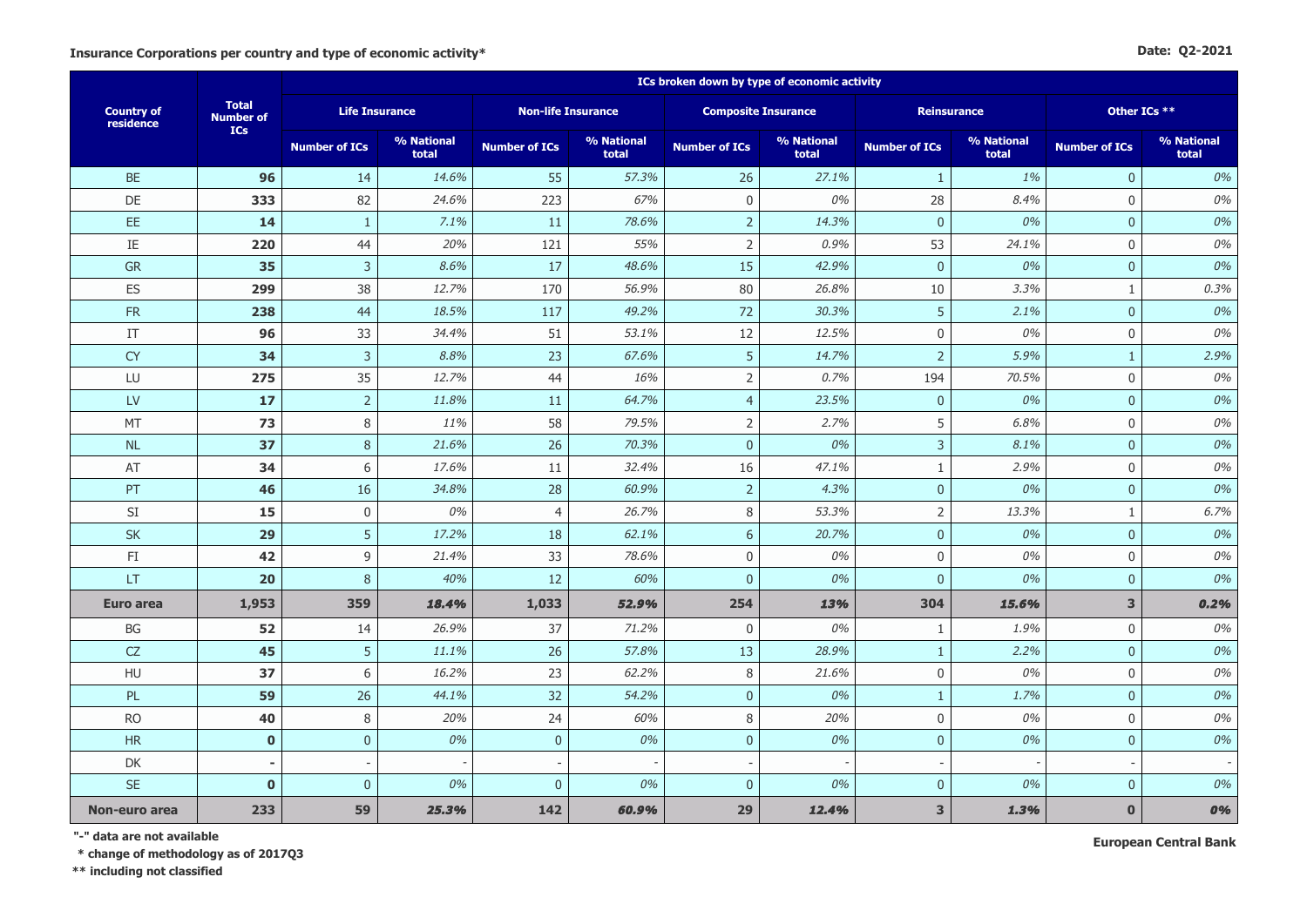**Insurance Corporations per country and type of economic activity***

**Date: Q2-2021**

| Country of residence | Total Number of ICs | ICs broken down by type of economic activity | | | | | | | | | |
|---|---|---|---|---|---|---|---|---|---|---|---|
| | | Life Insurance | | Non-life Insurance | | Composite Insurance | | Reinsurance | | Other ICs ** | |
| | | Number of ICs | % National total | Number of ICs | % National total | Number of ICs | % National total | Number of ICs | % National total | Number of ICs | % National total |
| BE | **96** | 14 | *14.6%* | 55 | *57.3%* | 26 | *27.1%* | 1 | *1%* | 0 | *0%* |
| DE | **333** | 82 | *24.6%* | 223 | *67%* | 0 | *0%* | 28 | *8.4%* | 0 | *0%* |
| EE | **14** | 1 | *7.1%* | 11 | *78.6%* | 2 | *14.3%* | 0 | *0%* | 0 | *0%* |
| IE | **220** | 44 | *20%* | 121 | *55%* | 2 | *0.9%* | 53 | *24.1%* | 0 | *0%* |
| GR | **35** | 3 | *8.6%* | 17 | *48.6%* | 15 | *42.9%* | 0 | *0%* | 0 | *0%* |
| ES | **299** | 38 | *12.7%* | 170 | *56.9%* | 80 | *26.8%* | 10 | *3.3%* | 1 | *0.3%* |
| FR | **238** | 44 | *18.5%* | 117 | *49.2%* | 72 | *30.3%* | 5 | *2.1%* | 0 | *0%* |
| IT | **96** | 33 | *34.4%* | 51 | *53.1%* | 12 | *12.5%* | 0 | *0%* | 0 | *0%* |
| CY | **34** | 3 | *8.8%* | 23 | *67.6%* | 5 | *14.7%* | 2 | *5.9%* | 1 | *2.9%* |
| LU | **275** | 35 | *12.7%* | 44 | *16%* | 2 | *0.7%* | 194 | *70.5%* | 0 | *0%* |
| LV | **17** | 2 | *11.8%* | 11 | *64.7%* | 4 | *23.5%* | 0 | *0%* | 0 | *0%* |
| MT | **73** | 8 | *11%* | 58 | *79.5%* | 2 | *2.7%* | 5 | *6.8%* | 0 | *0%* |
| NL | **37** | 8 | *21.6%* | 26 | *70.3%* | 0 | *0%* | 3 | *8.1%* | 0 | *0%* |
| AT | **34** | 6 | *17.6%* | 11 | *32.4%* | 16 | *47.1%* | 1 | *2.9%* | 0 | *0%* |
| PT | **46** | 16 | *34.8%* | 28 | *60.9%* | 2 | *4.3%* | 0 | *0%* | 0 | *0%* |
| SI | **15** | 0 | *0%* | 4 | *26.7%* | 8 | *53.3%* | 2 | *13.3%* | 1 | *6.7%* |
| SK | **29** | 5 | *17.2%* | 18 | *62.1%* | 6 | *20.7%* | 0 | *0%* | 0 | *0%* |
| FI | **42** | 9 | *21.4%* | 33 | *78.6%* | 0 | *0%* | 0 | *0%* | 0 | *0%* |
| LT | **20** | 8 | *40%* | 12 | *60%* | 0 | *0%* | 0 | *0%* | 0 | *0%* |
| **Euro area** | **1,953** | **359** | ***18.4%*** | **1,033** | ***52.9%*** | **254** | ***13%*** | **304** | ***15.6%*** | **3** | ***0.2%*** |
| BG | **52** | 14 | *26.9%* | 37 | *71.2%* | 0 | *0%* | 1 | *1.9%* | 0 | *0%* |
| CZ | **45** | 5 | *11.1%* | 26 | *57.8%* | 13 | *28.9%* | 1 | *2.2%* | 0 | *0%* |
| HU | **37** | 6 | *16.2%* | 23 | *62.2%* | 8 | *21.6%* | 0 | *0%* | 0 | *0%* |
| PL | **59** | 26 | *44.1%* | 32 | *54.2%* | 0 | *0%* | 1 | *1.7%* | 0 | *0%* |
| RO | **40** | 8 | *20%* | 24 | *60%* | 8 | *20%* | 0 | *0%* | 0 | *0%* |
| HR | **0** | 0 | *0%* | 0 | *0%* | 0 | *0%* | 0 | *0%* | 0 | *0%* |
| DK | **-** | - | - | - | - | - | - | - | - | - | - |
| SE | **0** | 0 | *0%* | 0 | *0%* | 0 | *0%* | 0 | *0%* | 0 | *0%* |
| **Non-euro area** | **233** | **59** | ***25.3%*** | **142** | ***60.9%*** | **29** | ***12.4%*** | **3** | ***1.3%*** | **0** | ***0%*** |

**"-" data are not available**

**\* change of methodology as of 2017Q3**

**\*\* including not classified**

**European Central Bank**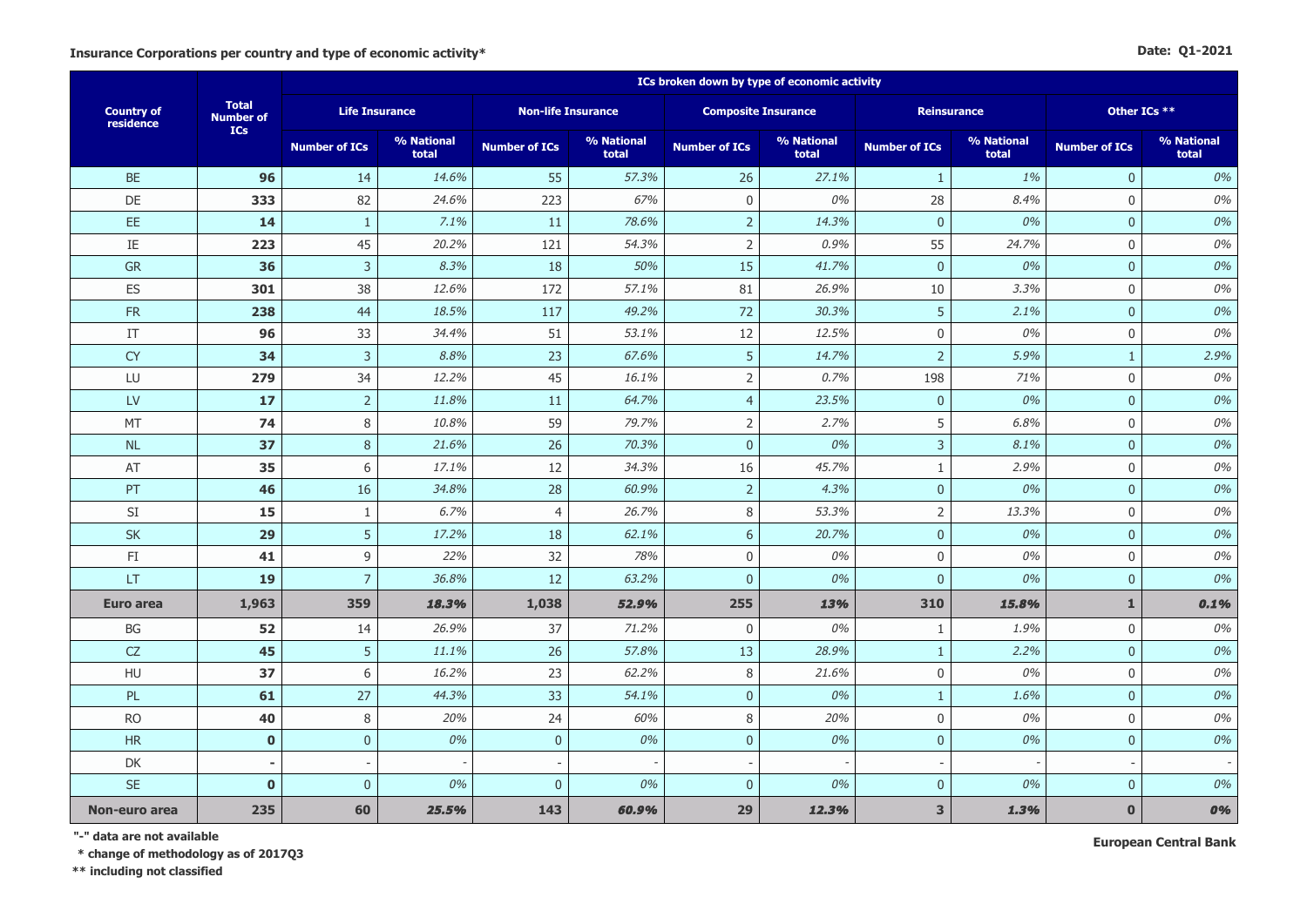**Insurance Corporations per country and type of economic activity***

**Date: Q1-2021**

| Country of residence | Total Number of ICs | ICs broken down by type of economic activity | | | | | | | | | |
|---|---|---|---|---|---|---|---|---|---|---|---|
| | | Life Insurance | | Non-life Insurance | | Composite Insurance | | Reinsurance | | Other ICs ** | |
| | | Number of ICs | % National total | Number of ICs | % National total | Number of ICs | % National total | Number of ICs | % National total | Number of ICs | % National total |
| BE | **96** | 14 | *14.6%* | 55 | *57.3%* | 26 | *27.1%* | 1 | *1%* | 0 | *0%* |
| DE | **333** | 82 | *24.6%* | 223 | *67%* | 0 | *0%* | 28 | *8.4%* | 0 | *0%* |
| EE | **14** | 1 | *7.1%* | 11 | *78.6%* | 2 | *14.3%* | 0 | *0%* | 0 | *0%* |
| IE | **223** | 45 | *20.2%* | 121 | *54.3%* | 2 | *0.9%* | 55 | *24.7%* | 0 | *0%* |
| GR | **36** | 3 | *8.3%* | 18 | *50%* | 15 | *41.7%* | 0 | *0%* | 0 | *0%* |
| ES | **301** | 38 | *12.6%* | 172 | *57.1%* | 81 | *26.9%* | 10 | *3.3%* | 0 | *0%* |
| FR | **238** | 44 | *18.5%* | 117 | *49.2%* | 72 | *30.3%* | 5 | *2.1%* | 0 | *0%* |
| IT | **96** | 33 | *34.4%* | 51 | *53.1%* | 12 | *12.5%* | 0 | *0%* | 0 | *0%* |
| CY | **34** | 3 | *8.8%* | 23 | *67.6%* | 5 | *14.7%* | 2 | *5.9%* | 1 | *2.9%* |
| LU | **279** | 34 | *12.2%* | 45 | *16.1%* | 2 | *0.7%* | 198 | *71%* | 0 | *0%* |
| LV | **17** | 2 | *11.8%* | 11 | *64.7%* | 4 | *23.5%* | 0 | *0%* | 0 | *0%* |
| MT | **74** | 8 | *10.8%* | 59 | *79.7%* | 2 | *2.7%* | 5 | *6.8%* | 0 | *0%* |
| NL | **37** | 8 | *21.6%* | 26 | *70.3%* | 0 | *0%* | 3 | *8.1%* | 0 | *0%* |
| AT | **35** | 6 | *17.1%* | 12 | *34.3%* | 16 | *45.7%* | 1 | *2.9%* | 0 | *0%* |
| PT | **46** | 16 | *34.8%* | 28 | *60.9%* | 2 | *4.3%* | 0 | *0%* | 0 | *0%* |
| SI | **15** | 1 | *6.7%* | 4 | *26.7%* | 8 | *53.3%* | 2 | *13.3%* | 0 | *0%* |
| SK | **29** | 5 | *17.2%* | 18 | *62.1%* | 6 | *20.7%* | 0 | *0%* | 0 | *0%* |
| FI | **41** | 9 | *22%* | 32 | *78%* | 0 | *0%* | 0 | *0%* | 0 | *0%* |
| LT | **19** | 7 | *36.8%* | 12 | *63.2%* | 0 | *0%* | 0 | *0%* | 0 | *0%* |
| **Euro area** | **1,963** | **359** | ***18.3%*** | **1,038** | ***52.9%*** | **255** | ***13%*** | **310** | ***15.8%*** | **1** | ***0.1%*** |
| BG | **52** | 14 | *26.9%* | 37 | *71.2%* | 0 | *0%* | 1 | *1.9%* | 0 | *0%* |
| CZ | **45** | 5 | *11.1%* | 26 | *57.8%* | 13 | *28.9%* | 1 | *2.2%* | 0 | *0%* |
| HU | **37** | 6 | *16.2%* | 23 | *62.2%* | 8 | *21.6%* | 0 | *0%* | 0 | *0%* |
| PL | **61** | 27 | *44.3%* | 33 | *54.1%* | 0 | *0%* | 1 | *1.6%* | 0 | *0%* |
| RO | **40** | 8 | *20%* | 24 | *60%* | 8 | *20%* | 0 | *0%* | 0 | *0%* |
| HR | **0** | 0 | *0%* | 0 | *0%* | 0 | *0%* | 0 | *0%* | 0 | *0%* |
| DK | **-** | - | - | - | - | - | - | - | - | - | - |
| SE | **0** | 0 | *0%* | 0 | *0%* | 0 | *0%* | 0 | *0%* | 0 | *0%* |
| **Non-euro area** | **235** | **60** | ***25.5%*** | **143** | ***60.9%*** | **29** | ***12.3%*** | **3** | ***1.3%*** | **0** | ***0%*** |

**"-" data are not available**

**\* change of methodology as of 2017Q3**

**\*\* including not classified**

**European Central Bank**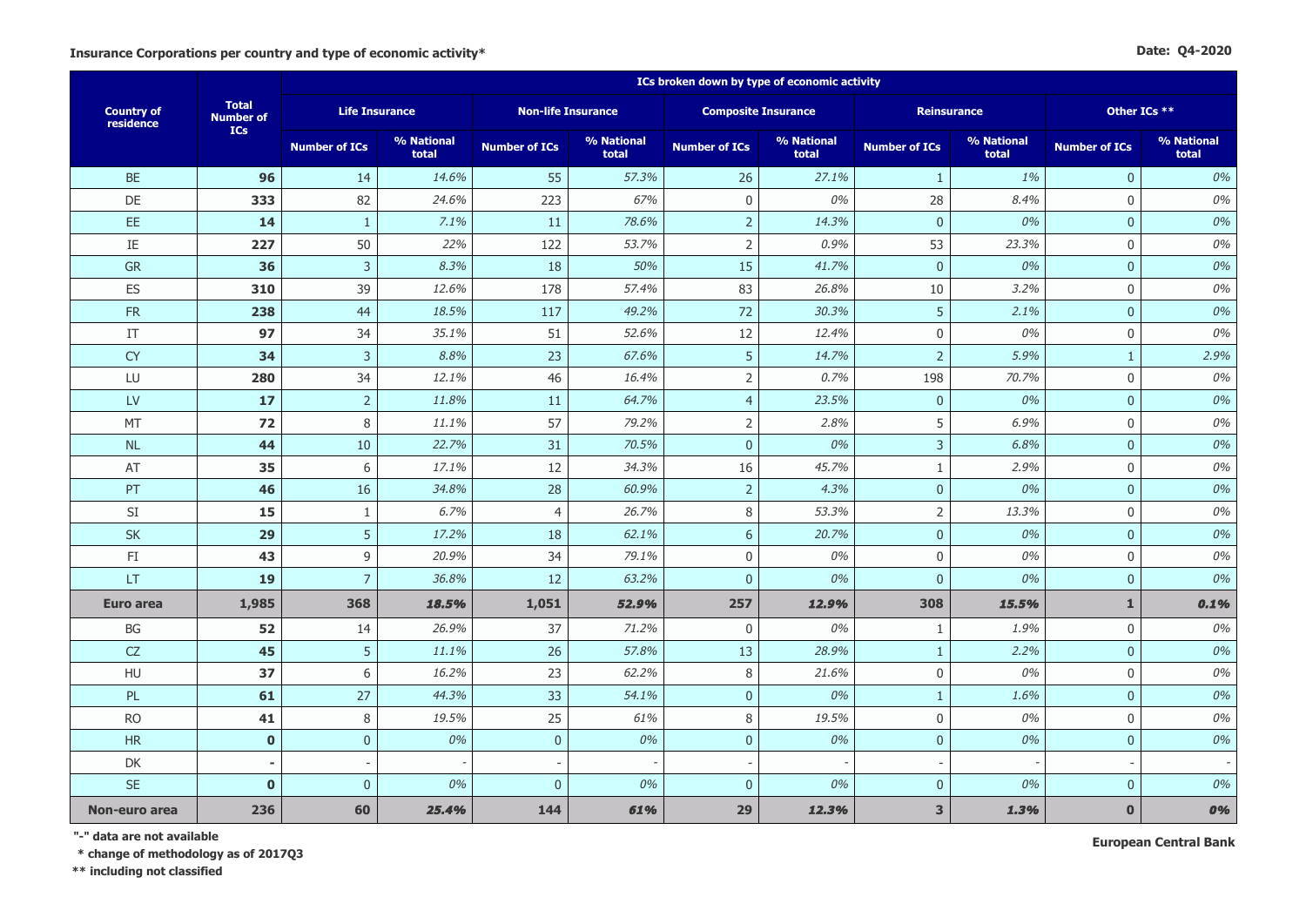**Insurance Corporations per country and type of economic activity***

**Date: Q4-2020**

| Country of residence | Total Number of ICs | ICs broken down by type of economic activity | | | | | | | | | |
|---|---|---|---|---|---|---|---|---|---|---|---|
| | | Life Insurance | | Non-life Insurance | | Composite Insurance | | Reinsurance | | Other ICs ** | |
| | | Number of ICs | % National total | Number of ICs | % National total | Number of ICs | % National total | Number of ICs | % National total | Number of ICs | % National total |
| BE | **96** | 14 | *14.6%* | 55 | *57.3%* | 26 | *27.1%* | 1 | *1%* | 0 | *0%* |
| DE | **333** | 82 | *24.6%* | 223 | *67%* | 0 | *0%* | 28 | *8.4%* | 0 | *0%* |
| EE | **14** | 1 | *7.1%* | 11 | *78.6%* | 2 | *14.3%* | 0 | *0%* | 0 | *0%* |
| IE | **227** | 50 | *22%* | 122 | *53.7%* | 2 | *0.9%* | 53 | *23.3%* | 0 | *0%* |
| GR | **36** | 3 | *8.3%* | 18 | *50%* | 15 | *41.7%* | 0 | *0%* | 0 | *0%* |
| ES | **310** | 39 | *12.6%* | 178 | *57.4%* | 83 | *26.8%* | 10 | *3.2%* | 0 | *0%* |
| FR | **238** | 44 | *18.5%* | 117 | *49.2%* | 72 | *30.3%* | 5 | *2.1%* | 0 | *0%* |
| IT | **97** | 34 | *35.1%* | 51 | *52.6%* | 12 | *12.4%* | 0 | *0%* | 0 | *0%* |
| CY | **34** | 3 | *8.8%* | 23 | *67.6%* | 5 | *14.7%* | 2 | *5.9%* | 1 | *2.9%* |
| LU | **280** | 34 | *12.1%* | 46 | *16.4%* | 2 | *0.7%* | 198 | *70.7%* | 0 | *0%* |
| LV | **17** | 2 | *11.8%* | 11 | *64.7%* | 4 | *23.5%* | 0 | *0%* | 0 | *0%* |
| MT | **72** | 8 | *11.1%* | 57 | *79.2%* | 2 | *2.8%* | 5 | *6.9%* | 0 | *0%* |
| NL | **44** | 10 | *22.7%* | 31 | *70.5%* | 0 | *0%* | 3 | *6.8%* | 0 | *0%* |
| AT | **35** | 6 | *17.1%* | 12 | *34.3%* | 16 | *45.7%* | 1 | *2.9%* | 0 | *0%* |
| PT | **46** | 16 | *34.8%* | 28 | *60.9%* | 2 | *4.3%* | 0 | *0%* | 0 | *0%* |
| SI | **15** | 1 | *6.7%* | 4 | *26.7%* | 8 | *53.3%* | 2 | *13.3%* | 0 | *0%* |
| SK | **29** | 5 | *17.2%* | 18 | *62.1%* | 6 | *20.7%* | 0 | *0%* | 0 | *0%* |
| FI | **43** | 9 | *20.9%* | 34 | *79.1%* | 0 | *0%* | 0 | *0%* | 0 | *0%* |
| LT | **19** | 7 | *36.8%* | 12 | *63.2%* | 0 | *0%* | 0 | *0%* | 0 | *0%* |
| **Euro area** | **1,985** | **368** | ***18.5%*** | **1,051** | ***52.9%*** | **257** | ***12.9%*** | **308** | ***15.5%*** | **1** | ***0.1%*** |
| BG | **52** | 14 | *26.9%* | 37 | *71.2%* | 0 | *0%* | 1 | *1.9%* | 0 | *0%* |
| CZ | **45** | 5 | *11.1%* | 26 | *57.8%* | 13 | *28.9%* | 1 | *2.2%* | 0 | *0%* |
| HU | **37** | 6 | *16.2%* | 23 | *62.2%* | 8 | *21.6%* | 0 | *0%* | 0 | *0%* |
| PL | **61** | 27 | *44.3%* | 33 | *54.1%* | 0 | *0%* | 1 | *1.6%* | 0 | *0%* |
| RO | **41** | 8 | *19.5%* | 25 | *61%* | 8 | *19.5%* | 0 | *0%* | 0 | *0%* |
| HR | **0** | 0 | *0%* | 0 | *0%* | 0 | *0%* | 0 | *0%* | 0 | *0%* |
| DK | **-** | - | - | - | - | - | - | - | - | - | - |
| SE | **0** | 0 | *0%* | 0 | *0%* | 0 | *0%* | 0 | *0%* | 0 | *0%* |
| **Non-euro area** | **236** | **60** | ***25.4%*** | **144** | ***61%*** | **29** | ***12.3%*** | **3** | ***1.3%*** | **0** | ***0%*** |

**"-" data are not available**

**\* change of methodology as of 2017Q3**

**\*\* including not classified**

**European Central Bank**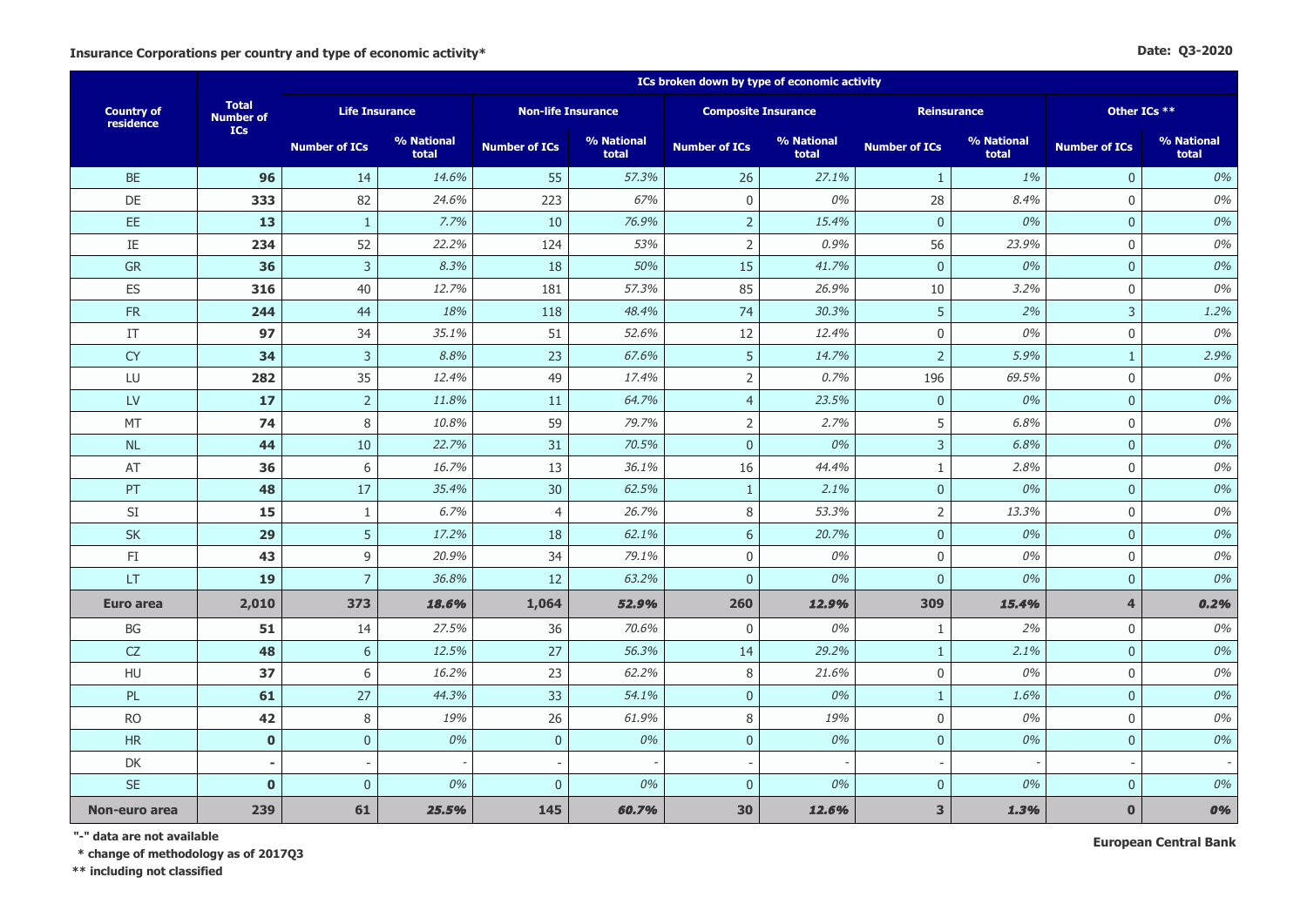**Insurance Corporations per country and type of economic activity***

**Date: Q3-2020**

| Country of residence | Total Number of ICs | ICs broken down by type of economic activity | | | | | | | | | |
|---|---|---|---|---|---|---|---|---|---|---|---|
| | | Life Insurance | | Non-life Insurance | | Composite Insurance | | Reinsurance | | Other ICs ** | |
| | | Number of ICs | % National total | Number of ICs | % National total | Number of ICs | % National total | Number of ICs | % National total | Number of ICs | % National total |
| BE | **96** | 14 | *14.6%* | 55 | *57.3%* | 26 | *27.1%* | 1 | *1%* | 0 | *0%* |
| DE | **333** | 82 | *24.6%* | 223 | *67%* | 0 | *0%* | 28 | *8.4%* | 0 | *0%* |
| EE | **13** | 1 | *7.7%* | 10 | *76.9%* | 2 | *15.4%* | 0 | *0%* | 0 | *0%* |
| IE | **234** | 52 | *22.2%* | 124 | *53%* | 2 | *0.9%* | 56 | *23.9%* | 0 | *0%* |
| GR | **36** | 3 | *8.3%* | 18 | *50%* | 15 | *41.7%* | 0 | *0%* | 0 | *0%* |
| ES | **316** | 40 | *12.7%* | 181 | *57.3%* | 85 | *26.9%* | 10 | *3.2%* | 0 | *0%* |
| FR | **244** | 44 | *18%* | 118 | *48.4%* | 74 | *30.3%* | 5 | *2%* | 3 | *1.2%* |
| IT | **97** | 34 | *35.1%* | 51 | *52.6%* | 12 | *12.4%* | 0 | *0%* | 0 | *0%* |
| CY | **34** | 3 | *8.8%* | 23 | *67.6%* | 5 | *14.7%* | 2 | *5.9%* | 1 | *2.9%* |
| LU | **282** | 35 | *12.4%* | 49 | *17.4%* | 2 | *0.7%* | 196 | *69.5%* | 0 | *0%* |
| LV | **17** | 2 | *11.8%* | 11 | *64.7%* | 4 | *23.5%* | 0 | *0%* | 0 | *0%* |
| MT | **74** | 8 | *10.8%* | 59 | *79.7%* | 2 | *2.7%* | 5 | *6.8%* | 0 | *0%* |
| NL | **44** | 10 | *22.7%* | 31 | *70.5%* | 0 | *0%* | 3 | *6.8%* | 0 | *0%* |
| AT | **36** | 6 | *16.7%* | 13 | *36.1%* | 16 | *44.4%* | 1 | *2.8%* | 0 | *0%* |
| PT | **48** | 17 | *35.4%* | 30 | *62.5%* | 1 | *2.1%* | 0 | *0%* | 0 | *0%* |
| SI | **15** | 1 | *6.7%* | 4 | *26.7%* | 8 | *53.3%* | 2 | *13.3%* | 0 | *0%* |
| SK | **29** | 5 | *17.2%* | 18 | *62.1%* | 6 | *20.7%* | 0 | *0%* | 0 | *0%* |
| FI | **43** | 9 | *20.9%* | 34 | *79.1%* | 0 | *0%* | 0 | *0%* | 0 | *0%* |
| LT | **19** | 7 | *36.8%* | 12 | *63.2%* | 0 | *0%* | 0 | *0%* | 0 | *0%* |
| **Euro area** | **2,010** | **373** | ***18.6%*** | **1,064** | ***52.9%*** | **260** | ***12.9%*** | **309** | ***15.4%*** | **4** | ***0.2%*** |
| BG | **51** | 14 | *27.5%* | 36 | *70.6%* | 0 | *0%* | 1 | *2%* | 0 | *0%* |
| CZ | **48** | 6 | *12.5%* | 27 | *56.3%* | 14 | *29.2%* | 1 | *2.1%* | 0 | *0%* |
| HU | **37** | 6 | *16.2%* | 23 | *62.2%* | 8 | *21.6%* | 0 | *0%* | 0 | *0%* |
| PL | **61** | 27 | *44.3%* | 33 | *54.1%* | 0 | *0%* | 1 | *1.6%* | 0 | *0%* |
| RO | **42** | 8 | *19%* | 26 | *61.9%* | 8 | *19%* | 0 | *0%* | 0 | *0%* |
| HR | **0** | 0 | *0%* | 0 | *0%* | 0 | *0%* | 0 | *0%* | 0 | *0%* |
| DK | **-** | - | - | - | - | - | - | - | - | - | - |
| SE | **0** | 0 | *0%* | 0 | *0%* | 0 | *0%* | 0 | *0%* | 0 | *0%* |
| **Non-euro area** | **239** | **61** | ***25.5%*** | **145** | ***60.7%*** | **30** | ***12.6%*** | **3** | ***1.3%*** | **0** | ***0%*** |

**"-" data are not available**

**\* change of methodology as of 2017Q3**

**\*\* including not classified**

**European Central Bank**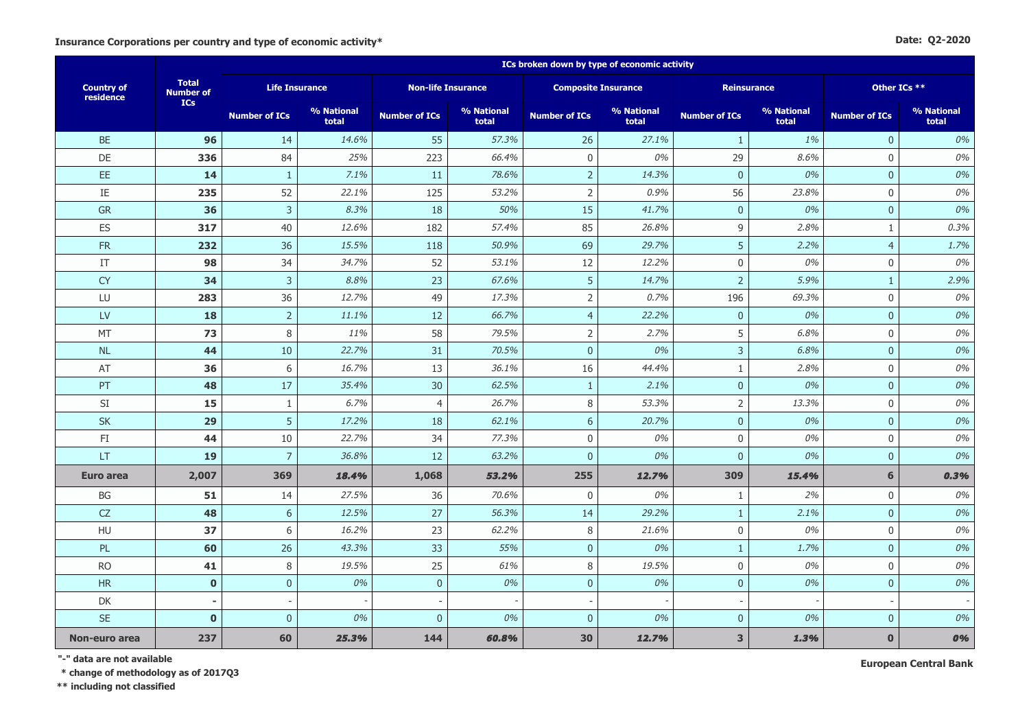**Insurance Corporations per country and type of economic activity***

**Date: Q2-2020**

| Country of residence | Total Number of ICs | ICs broken down by type of economic activity | | | | | | | | | |
|---|---|---|---|---|---|---|---|---|---|---|---|
| | | Life Insurance | | Non-life Insurance | | Composite Insurance | | Reinsurance | | Other ICs ** | |
| | | Number of ICs | % National total | Number of ICs | % National total | Number of ICs | % National total | Number of ICs | % National total | Number of ICs | % National total |
| BE | **96** | 14 | *14.6%* | 55 | *57.3%* | 26 | *27.1%* | 1 | *1%* | 0 | *0%* |
| DE | **336** | 84 | *25%* | 223 | *66.4%* | 0 | *0%* | 29 | *8.6%* | 0 | *0%* |
| EE | **14** | 1 | *7.1%* | 11 | *78.6%* | 2 | *14.3%* | 0 | *0%* | 0 | *0%* |
| IE | **235** | 52 | *22.1%* | 125 | *53.2%* | 2 | *0.9%* | 56 | *23.8%* | 0 | *0%* |
| GR | **36** | 3 | *8.3%* | 18 | *50%* | 15 | *41.7%* | 0 | *0%* | 0 | *0%* |
| ES | **317** | 40 | *12.6%* | 182 | *57.4%* | 85 | *26.8%* | 9 | *2.8%* | 1 | *0.3%* |
| FR | **232** | 36 | *15.5%* | 118 | *50.9%* | 69 | *29.7%* | 5 | *2.2%* | 4 | *1.7%* |
| IT | **98** | 34 | *34.7%* | 52 | *53.1%* | 12 | *12.2%* | 0 | *0%* | 0 | *0%* |
| CY | **34** | 3 | *8.8%* | 23 | *67.6%* | 5 | *14.7%* | 2 | *5.9%* | 1 | *2.9%* |
| LU | **283** | 36 | *12.7%* | 49 | *17.3%* | 2 | *0.7%* | 196 | *69.3%* | 0 | *0%* |
| LV | **18** | 2 | *11.1%* | 12 | *66.7%* | 4 | *22.2%* | 0 | *0%* | 0 | *0%* |
| MT | **73** | 8 | *11%* | 58 | *79.5%* | 2 | *2.7%* | 5 | *6.8%* | 0 | *0%* |
| NL | **44** | 10 | *22.7%* | 31 | *70.5%* | 0 | *0%* | 3 | *6.8%* | 0 | *0%* |
| AT | **36** | 6 | *16.7%* | 13 | *36.1%* | 16 | *44.4%* | 1 | *2.8%* | 0 | *0%* |
| PT | **48** | 17 | *35.4%* | 30 | *62.5%* | 1 | *2.1%* | 0 | *0%* | 0 | *0%* |
| SI | **15** | 1 | *6.7%* | 4 | *26.7%* | 8 | *53.3%* | 2 | *13.3%* | 0 | *0%* |
| SK | **29** | 5 | *17.2%* | 18 | *62.1%* | 6 | *20.7%* | 0 | *0%* | 0 | *0%* |
| FI | **44** | 10 | *22.7%* | 34 | *77.3%* | 0 | *0%* | 0 | *0%* | 0 | *0%* |
| LT | **19** | 7 | *36.8%* | 12 | *63.2%* | 0 | *0%* | 0 | *0%* | 0 | *0%* |
| **Euro area** | **2,007** | **369** | ***18.4%*** | **1,068** | ***53.2%*** | **255** | ***12.7%*** | **309** | ***15.4%*** | **6** | ***0.3%*** |
| BG | **51** | 14 | *27.5%* | 36 | *70.6%* | 0 | *0%* | 1 | *2%* | 0 | *0%* |
| CZ | **48** | 6 | *12.5%* | 27 | *56.3%* | 14 | *29.2%* | 1 | *2.1%* | 0 | *0%* |
| HU | **37** | 6 | *16.2%* | 23 | *62.2%* | 8 | *21.6%* | 0 | *0%* | 0 | *0%* |
| PL | **60** | 26 | *43.3%* | 33 | *55%* | 0 | *0%* | 1 | *1.7%* | 0 | *0%* |
| RO | **41** | 8 | *19.5%* | 25 | *61%* | 8 | *19.5%* | 0 | *0%* | 0 | *0%* |
| HR | **0** | 0 | *0%* | 0 | *0%* | 0 | *0%* | 0 | *0%* | 0 | *0%* |
| DK | **-** | - | - | - | - | - | - | - | - | - | - |
| SE | **0** | 0 | *0%* | 0 | *0%* | 0 | *0%* | 0 | *0%* | 0 | *0%* |
| **Non-euro area** | **237** | **60** | ***25.3%*** | **144** | ***60.8%*** | **30** | ***12.7%*** | **3** | ***1.3%*** | **0** | ***0%*** |

**"-" data are not available**

**\* change of methodology as of 2017Q3**

**\*\* including not classified**

**European Central Bank**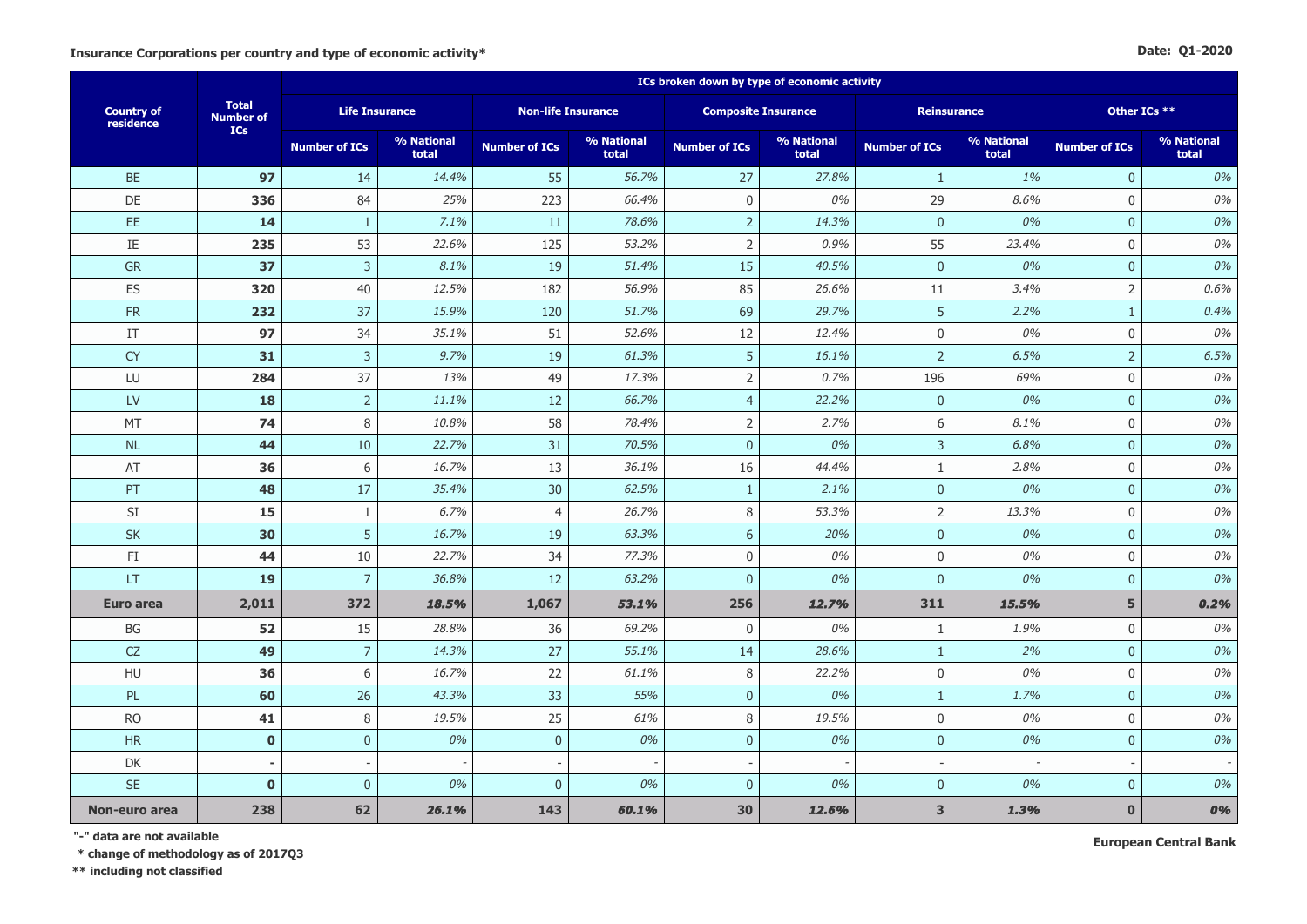**Insurance Corporations per country and type of economic activity***

**Date: Q1-2020**

| Country of residence | Total Number of ICs | ICs broken down by type of economic activity | | | | | | | | | |
|---|---|---|---|---|---|---|---|---|---|---|---|
| | | Life Insurance | | Non-life Insurance | | Composite Insurance | | Reinsurance | | Other ICs ** | |
| | | Number of ICs | % National total | Number of ICs | % National total | Number of ICs | % National total | Number of ICs | % National total | Number of ICs | % National total |
| BE | **97** | 14 | *14.4%* | 55 | *56.7%* | 27 | *27.8%* | 1 | *1%* | 0 | *0%* |
| DE | **336** | 84 | *25%* | 223 | *66.4%* | 0 | *0%* | 29 | *8.6%* | 0 | *0%* |
| EE | **14** | 1 | *7.1%* | 11 | *78.6%* | 2 | *14.3%* | 0 | *0%* | 0 | *0%* |
| IE | **235** | 53 | *22.6%* | 125 | *53.2%* | 2 | *0.9%* | 55 | *23.4%* | 0 | *0%* |
| GR | **37** | 3 | *8.1%* | 19 | *51.4%* | 15 | *40.5%* | 0 | *0%* | 0 | *0%* |
| ES | **320** | 40 | *12.5%* | 182 | *56.9%* | 85 | *26.6%* | 11 | *3.4%* | 2 | *0.6%* |
| FR | **232** | 37 | *15.9%* | 120 | *51.7%* | 69 | *29.7%* | 5 | *2.2%* | 1 | *0.4%* |
| IT | **97** | 34 | *35.1%* | 51 | *52.6%* | 12 | *12.4%* | 0 | *0%* | 0 | *0%* |
| CY | **31** | 3 | *9.7%* | 19 | *61.3%* | 5 | *16.1%* | 2 | *6.5%* | 2 | *6.5%* |
| LU | **284** | 37 | *13%* | 49 | *17.3%* | 2 | *0.7%* | 196 | *69%* | 0 | *0%* |
| LV | **18** | 2 | *11.1%* | 12 | *66.7%* | 4 | *22.2%* | 0 | *0%* | 0 | *0%* |
| MT | **74** | 8 | *10.8%* | 58 | *78.4%* | 2 | *2.7%* | 6 | *8.1%* | 0 | *0%* |
| NL | **44** | 10 | *22.7%* | 31 | *70.5%* | 0 | *0%* | 3 | *6.8%* | 0 | *0%* |
| AT | **36** | 6 | *16.7%* | 13 | *36.1%* | 16 | *44.4%* | 1 | *2.8%* | 0 | *0%* |
| PT | **48** | 17 | *35.4%* | 30 | *62.5%* | 1 | *2.1%* | 0 | *0%* | 0 | *0%* |
| SI | **15** | 1 | *6.7%* | 4 | *26.7%* | 8 | *53.3%* | 2 | *13.3%* | 0 | *0%* |
| SK | **30** | 5 | *16.7%* | 19 | *63.3%* | 6 | *20%* | 0 | *0%* | 0 | *0%* |
| FI | **44** | 10 | *22.7%* | 34 | *77.3%* | 0 | *0%* | 0 | *0%* | 0 | *0%* |
| LT | **19** | 7 | *36.8%* | 12 | *63.2%* | 0 | *0%* | 0 | *0%* | 0 | *0%* |
| **Euro area** | **2,011** | **372** | ***18.5%*** | **1,067** | ***53.1%*** | **256** | ***12.7%*** | **311** | ***15.5%*** | **5** | ***0.2%*** |
| BG | **52** | 15 | *28.8%* | 36 | *69.2%* | 0 | *0%* | 1 | *1.9%* | 0 | *0%* |
| CZ | **49** | 7 | *14.3%* | 27 | *55.1%* | 14 | *28.6%* | 1 | *2%* | 0 | *0%* |
| HU | **36** | 6 | *16.7%* | 22 | *61.1%* | 8 | *22.2%* | 0 | *0%* | 0 | *0%* |
| PL | **60** | 26 | *43.3%* | 33 | *55%* | 0 | *0%* | 1 | *1.7%* | 0 | *0%* |
| RO | **41** | 8 | *19.5%* | 25 | *61%* | 8 | *19.5%* | 0 | *0%* | 0 | *0%* |
| HR | **0** | 0 | *0%* | 0 | *0%* | 0 | *0%* | 0 | *0%* | 0 | *0%* |
| DK | **-** | - | - | - | - | - | - | - | - | - | - |
| SE | **0** | 0 | *0%* | 0 | *0%* | 0 | *0%* | 0 | *0%* | 0 | *0%* |
| **Non-euro area** | **238** | **62** | ***26.1%*** | **143** | ***60.1%*** | **30** | ***12.6%*** | **3** | ***1.3%*** | **0** | ***0%*** |

**"-" data are not available**

**\* change of methodology as of 2017Q3**

**\*\* including not classified**

**European Central Bank**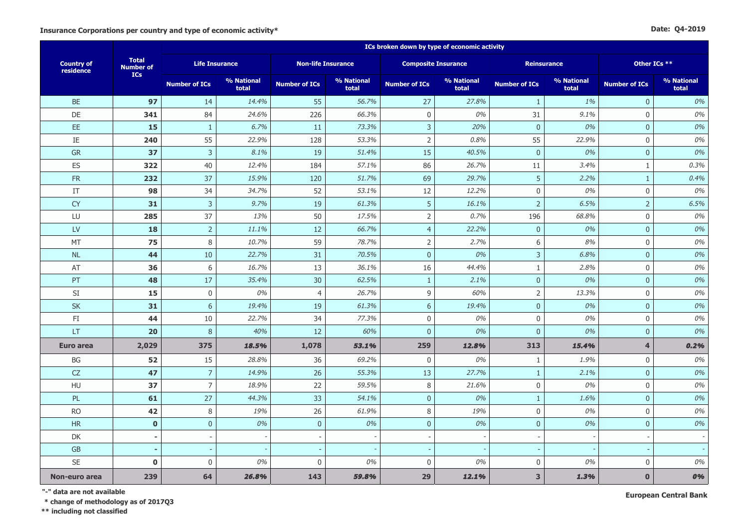**Insurance Corporations per country and type of economic activity***

**Date: Q4-2019**

| Country of residence | Total Number of ICs | ICs broken down by type of economic activity | | | | | | | | | |
|---|---|---|---|---|---|---|---|---|---|---|---|
| | | Life Insurance | | Non-life Insurance | | Composite Insurance | | Reinsurance | | Other ICs ** | |
| | | Number of ICs | % National total | Number of ICs | % National total | Number of ICs | % National total | Number of ICs | % National total | Number of ICs | % National total |
| BE | **97** | 14 | *14.4%* | 55 | *56.7%* | 27 | *27.8%* | 1 | *1%* | 0 | *0%* |
| DE | **341** | 84 | *24.6%* | 226 | *66.3%* | 0 | *0%* | 31 | *9.1%* | 0 | *0%* |
| EE | **15** | 1 | *6.7%* | 11 | *73.3%* | 3 | *20%* | 0 | *0%* | 0 | *0%* |
| IE | **240** | 55 | *22.9%* | 128 | *53.3%* | 2 | *0.8%* | 55 | *22.9%* | 0 | *0%* |
| GR | **37** | 3 | *8.1%* | 19 | *51.4%* | 15 | *40.5%* | 0 | *0%* | 0 | *0%* |
| ES | **322** | 40 | *12.4%* | 184 | *57.1%* | 86 | *26.7%* | 11 | *3.4%* | 1 | *0.3%* |
| FR | **232** | 37 | *15.9%* | 120 | *51.7%* | 69 | *29.7%* | 5 | *2.2%* | 1 | *0.4%* |
| IT | **98** | 34 | *34.7%* | 52 | *53.1%* | 12 | *12.2%* | 0 | *0%* | 0 | *0%* |
| CY | **31** | 3 | *9.7%* | 19 | *61.3%* | 5 | *16.1%* | 2 | *6.5%* | 2 | *6.5%* |
| LU | **285** | 37 | *13%* | 50 | *17.5%* | 2 | *0.7%* | 196 | *68.8%* | 0 | *0%* |
| LV | **18** | 2 | *11.1%* | 12 | *66.7%* | 4 | *22.2%* | 0 | *0%* | 0 | *0%* |
| MT | **75** | 8 | *10.7%* | 59 | *78.7%* | 2 | *2.7%* | 6 | *8%* | 0 | *0%* |
| NL | **44** | 10 | *22.7%* | 31 | *70.5%* | 0 | *0%* | 3 | *6.8%* | 0 | *0%* |
| AT | **36** | 6 | *16.7%* | 13 | *36.1%* | 16 | *44.4%* | 1 | *2.8%* | 0 | *0%* |
| PT | **48** | 17 | *35.4%* | 30 | *62.5%* | 1 | *2.1%* | 0 | *0%* | 0 | *0%* |
| SI | **15** | 0 | *0%* | 4 | *26.7%* | 9 | *60%* | 2 | *13.3%* | 0 | *0%* |
| SK | **31** | 6 | *19.4%* | 19 | *61.3%* | 6 | *19.4%* | 0 | *0%* | 0 | *0%* |
| FI | **44** | 10 | *22.7%* | 34 | *77.3%* | 0 | *0%* | 0 | *0%* | 0 | *0%* |
| LT | **20** | 8 | *40%* | 12 | *60%* | 0 | *0%* | 0 | *0%* | 0 | *0%* |
| **Euro area** | **2,029** | **375** | ***18.5%*** | **1,078** | ***53.1%*** | **259** | ***12.8%*** | **313** | ***15.4%*** | **4** | ***0.2%*** |
| BG | **52** | 15 | *28.8%* | 36 | *69.2%* | 0 | *0%* | 1 | *1.9%* | 0 | *0%* |
| CZ | **47** | 7 | *14.9%* | 26 | *55.3%* | 13 | *27.7%* | 1 | *2.1%* | 0 | *0%* |
| HU | **37** | 7 | *18.9%* | 22 | *59.5%* | 8 | *21.6%* | 0 | *0%* | 0 | *0%* |
| PL | **61** | 27 | *44.3%* | 33 | *54.1%* | 0 | *0%* | 1 | *1.6%* | 0 | *0%* |
| RO | **42** | 8 | *19%* | 26 | *61.9%* | 8 | *19%* | 0 | *0%* | 0 | *0%* |
| HR | **0** | 0 | *0%* | 0 | *0%* | 0 | *0%* | 0 | *0%* | 0 | *0%* |
| DK | **-** | - | - | - | - | - | - | - | - | - | - |
| GB | **-** | - | - | - | - | - | - | - | - | - | - |
| SE | **0** | 0 | *0%* | 0 | *0%* | 0 | *0%* | 0 | *0%* | 0 | *0%* |
| **Non-euro area** | **239** | **64** | ***26.8%*** | **143** | ***59.8%*** | **29** | ***12.1%*** | **3** | ***1.3%*** | **0** | ***0%*** |

**"-" data are not available**

**\* change of methodology as of 2017Q3**

**\*\* including not classified**

**European Central Bank**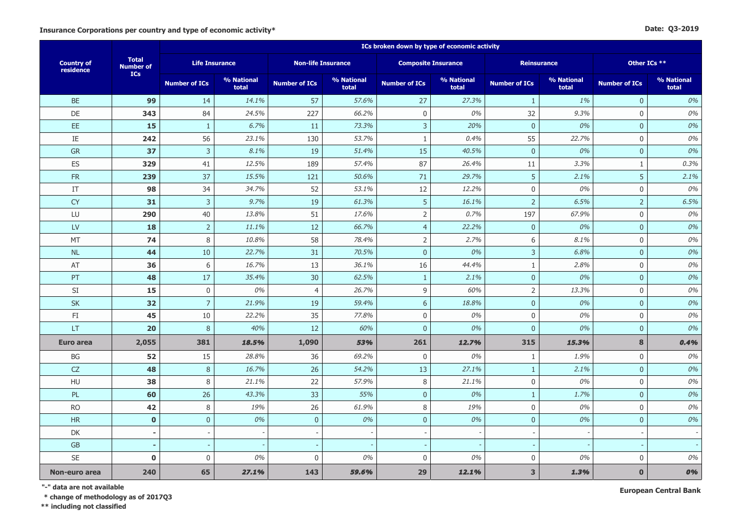**Insurance Corporations per country and type of economic activity***

**Date: Q3-2019**

| Country of residence | Total Number of ICs | ICs broken down by type of economic activity | | | | | | | | | |
|---|---|---|---|---|---|---|---|---|---|---|---|
| | | Life Insurance | | Non-life Insurance | | Composite Insurance | | Reinsurance | | Other ICs ** | |
| | | Number of ICs | % National total | Number of ICs | % National total | Number of ICs | % National total | Number of ICs | % National total | Number of ICs | % National total |
| BE | **99** | 14 | *14.1%* | 57 | *57.6%* | 27 | *27.3%* | 1 | *1%* | 0 | *0%* |
| DE | **343** | 84 | *24.5%* | 227 | *66.2%* | 0 | *0%* | 32 | *9.3%* | 0 | *0%* |
| EE | **15** | 1 | *6.7%* | 11 | *73.3%* | 3 | *20%* | 0 | *0%* | 0 | *0%* |
| IE | **242** | 56 | *23.1%* | 130 | *53.7%* | 1 | *0.4%* | 55 | *22.7%* | 0 | *0%* |
| GR | **37** | 3 | *8.1%* | 19 | *51.4%* | 15 | *40.5%* | 0 | *0%* | 0 | *0%* |
| ES | **329** | 41 | *12.5%* | 189 | *57.4%* | 87 | *26.4%* | 11 | *3.3%* | 1 | *0.3%* |
| FR | **239** | 37 | *15.5%* | 121 | *50.6%* | 71 | *29.7%* | 5 | *2.1%* | 5 | *2.1%* |
| IT | **98** | 34 | *34.7%* | 52 | *53.1%* | 12 | *12.2%* | 0 | *0%* | 0 | *0%* |
| CY | **31** | 3 | *9.7%* | 19 | *61.3%* | 5 | *16.1%* | 2 | *6.5%* | 2 | *6.5%* |
| LU | **290** | 40 | *13.8%* | 51 | *17.6%* | 2 | *0.7%* | 197 | *67.9%* | 0 | *0%* |
| LV | **18** | 2 | *11.1%* | 12 | *66.7%* | 4 | *22.2%* | 0 | *0%* | 0 | *0%* |
| MT | **74** | 8 | *10.8%* | 58 | *78.4%* | 2 | *2.7%* | 6 | *8.1%* | 0 | *0%* |
| NL | **44** | 10 | *22.7%* | 31 | *70.5%* | 0 | *0%* | 3 | *6.8%* | 0 | *0%* |
| AT | **36** | 6 | *16.7%* | 13 | *36.1%* | 16 | *44.4%* | 1 | *2.8%* | 0 | *0%* |
| PT | **48** | 17 | *35.4%* | 30 | *62.5%* | 1 | *2.1%* | 0 | *0%* | 0 | *0%* |
| SI | **15** | 0 | *0%* | 4 | *26.7%* | 9 | *60%* | 2 | *13.3%* | 0 | *0%* |
| SK | **32** | 7 | *21.9%* | 19 | *59.4%* | 6 | *18.8%* | 0 | *0%* | 0 | *0%* |
| FI | **45** | 10 | *22.2%* | 35 | *77.8%* | 0 | *0%* | 0 | *0%* | 0 | *0%* |
| LT | **20** | 8 | *40%* | 12 | *60%* | 0 | *0%* | 0 | *0%* | 0 | *0%* |
| **Euro area** | **2,055** | **381** | ***18.5%*** | **1,090** | ***53%*** | **261** | ***12.7%*** | **315** | ***15.3%*** | **8** | ***0.4%*** |
| BG | **52** | 15 | *28.8%* | 36 | *69.2%* | 0 | *0%* | 1 | *1.9%* | 0 | *0%* |
| CZ | **48** | 8 | *16.7%* | 26 | *54.2%* | 13 | *27.1%* | 1 | *2.1%* | 0 | *0%* |
| HU | **38** | 8 | *21.1%* | 22 | *57.9%* | 8 | *21.1%* | 0 | *0%* | 0 | *0%* |
| PL | **60** | 26 | *43.3%* | 33 | *55%* | 0 | *0%* | 1 | *1.7%* | 0 | *0%* |
| RO | **42** | 8 | *19%* | 26 | *61.9%* | 8 | *19%* | 0 | *0%* | 0 | *0%* |
| HR | **0** | 0 | *0%* | 0 | *0%* | 0 | *0%* | 0 | *0%* | 0 | *0%* |
| DK | **-** | - | - | - | - | - | - | - | - | - | - |
| GB | **-** | - | - | - | - | - | - | - | - | - | - |
| SE | **0** | 0 | *0%* | 0 | *0%* | 0 | *0%* | 0 | *0%* | 0 | *0%* |
| **Non-euro area** | **240** | **65** | ***27.1%*** | **143** | ***59.6%*** | **29** | ***12.1%*** | **3** | ***1.3%*** | **0** | ***0%*** |

**"-" data are not available**

**\* change of methodology as of 2017Q3**

**\*\* including not classified**

**European Central Bank**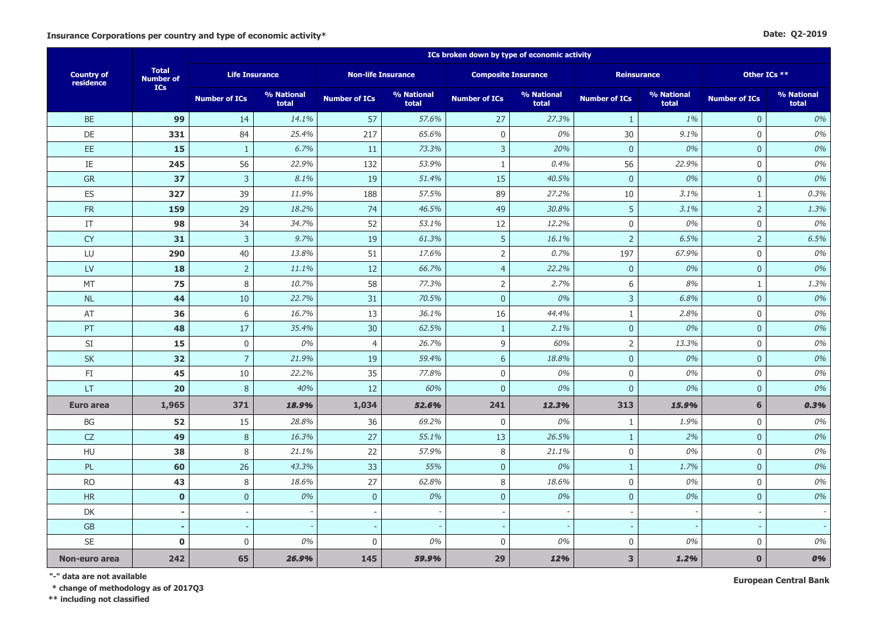**Insurance Corporations per country and type of economic activity***

**Date: Q2-2019**

| Country of residence | Total Number of ICs | ICs broken down by type of economic activity | | | | | | | | | |
|---|---|---|---|---|---|---|---|---|---|---|---|
| | | Life Insurance | | Non-life Insurance | | Composite Insurance | | Reinsurance | | Other ICs ** | |
| | | Number of ICs | % National total | Number of ICs | % National total | Number of ICs | % National total | Number of ICs | % National total | Number of ICs | % National total |
| BE | **99** | 14 | *14.1%* | 57 | *57.6%* | 27 | *27.3%* | 1 | *1%* | 0 | *0%* |
| DE | **331** | 84 | *25.4%* | 217 | *65.6%* | 0 | *0%* | 30 | *9.1%* | 0 | *0%* |
| EE | **15** | 1 | *6.7%* | 11 | *73.3%* | 3 | *20%* | 0 | *0%* | 0 | *0%* |
| IE | **245** | 56 | *22.9%* | 132 | *53.9%* | 1 | *0.4%* | 56 | *22.9%* | 0 | *0%* |
| GR | **37** | 3 | *8.1%* | 19 | *51.4%* | 15 | *40.5%* | 0 | *0%* | 0 | *0%* |
| ES | **327** | 39 | *11.9%* | 188 | *57.5%* | 89 | *27.2%* | 10 | *3.1%* | 1 | *0.3%* |
| FR | **159** | 29 | *18.2%* | 74 | *46.5%* | 49 | *30.8%* | 5 | *3.1%* | 2 | *1.3%* |
| IT | **98** | 34 | *34.7%* | 52 | *53.1%* | 12 | *12.2%* | 0 | *0%* | 0 | *0%* |
| CY | **31** | 3 | *9.7%* | 19 | *61.3%* | 5 | *16.1%* | 2 | *6.5%* | 2 | *6.5%* |
| LU | **290** | 40 | *13.8%* | 51 | *17.6%* | 2 | *0.7%* | 197 | *67.9%* | 0 | *0%* |
| LV | **18** | 2 | *11.1%* | 12 | *66.7%* | 4 | *22.2%* | 0 | *0%* | 0 | *0%* |
| MT | **75** | 8 | *10.7%* | 58 | *77.3%* | 2 | *2.7%* | 6 | *8%* | 1 | *1.3%* |
| NL | **44** | 10 | *22.7%* | 31 | *70.5%* | 0 | *0%* | 3 | *6.8%* | 0 | *0%* |
| AT | **36** | 6 | *16.7%* | 13 | *36.1%* | 16 | *44.4%* | 1 | *2.8%* | 0 | *0%* |
| PT | **48** | 17 | *35.4%* | 30 | *62.5%* | 1 | *2.1%* | 0 | *0%* | 0 | *0%* |
| SI | **15** | 0 | *0%* | 4 | *26.7%* | 9 | *60%* | 2 | *13.3%* | 0 | *0%* |
| SK | **32** | 7 | *21.9%* | 19 | *59.4%* | 6 | *18.8%* | 0 | *0%* | 0 | *0%* |
| FI | **45** | 10 | *22.2%* | 35 | *77.8%* | 0 | *0%* | 0 | *0%* | 0 | *0%* |
| LT | **20** | 8 | *40%* | 12 | *60%* | 0 | *0%* | 0 | *0%* | 0 | *0%* |
| **Euro area** | **1,965** | **371** | ***18.9%*** | **1,034** | ***52.6%*** | **241** | ***12.3%*** | **313** | ***15.9%*** | **6** | ***0.3%*** |
| BG | **52** | 15 | *28.8%* | 36 | *69.2%* | 0 | *0%* | 1 | *1.9%* | 0 | *0%* |
| CZ | **49** | 8 | *16.3%* | 27 | *55.1%* | 13 | *26.5%* | 1 | *2%* | 0 | *0%* |
| HU | **38** | 8 | *21.1%* | 22 | *57.9%* | 8 | *21.1%* | 0 | *0%* | 0 | *0%* |
| PL | **60** | 26 | *43.3%* | 33 | *55%* | 0 | *0%* | 1 | *1.7%* | 0 | *0%* |
| RO | **43** | 8 | *18.6%* | 27 | *62.8%* | 8 | *18.6%* | 0 | *0%* | 0 | *0%* |
| HR | **0** | 0 | *0%* | 0 | *0%* | 0 | *0%* | 0 | *0%* | 0 | *0%* |
| DK | **-** | - | - | - | - | - | - | - | - | - | - |
| GB | **-** | - | - | - | - | - | - | - | - | - | - |
| SE | **0** | 0 | *0%* | 0 | *0%* | 0 | *0%* | 0 | *0%* | 0 | *0%* |
| **Non-euro area** | **242** | **65** | ***26.9%*** | **145** | ***59.9%*** | **29** | ***12%*** | **3** | ***1.2%*** | **0** | ***0%*** |

**"-" data are not available**

**\* change of methodology as of 2017Q3**

**\*\* including not classified**

**European Central Bank**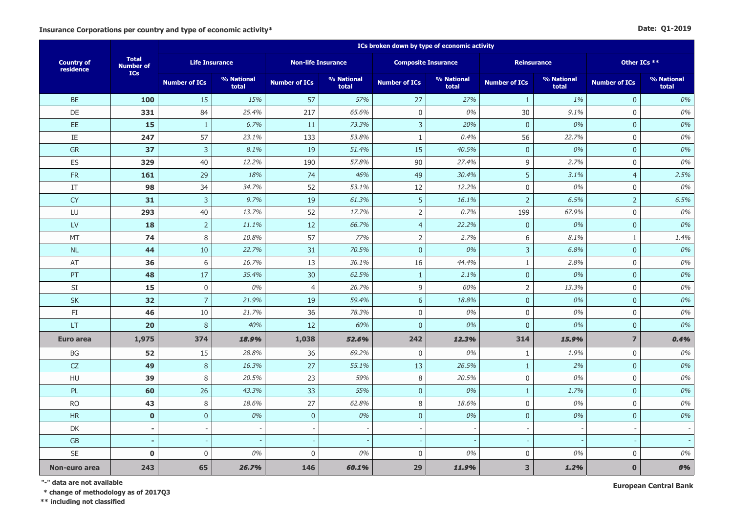**Insurance Corporations per country and type of economic activity***

**Date: Q1-2019**

| Country of residence | Total Number of ICs | ICs broken down by type of economic activity | | | | | | | | | |
|---|---|---|---|---|---|---|---|---|---|---|---|
| | | Life Insurance | | Non-life Insurance | | Composite Insurance | | Reinsurance | | Other ICs ** | |
| | | Number of ICs | % National total | Number of ICs | % National total | Number of ICs | % National total | Number of ICs | % National total | Number of ICs | % National total |
| BE | **100** | 15 | *15%* | 57 | *57%* | 27 | *27%* | 1 | *1%* | 0 | *0%* |
| DE | **331** | 84 | *25.4%* | 217 | *65.6%* | 0 | *0%* | 30 | *9.1%* | 0 | *0%* |
| EE | **15** | 1 | *6.7%* | 11 | *73.3%* | 3 | *20%* | 0 | *0%* | 0 | *0%* |
| IE | **247** | 57 | *23.1%* | 133 | *53.8%* | 1 | *0.4%* | 56 | *22.7%* | 0 | *0%* |
| GR | **37** | 3 | *8.1%* | 19 | *51.4%* | 15 | *40.5%* | 0 | *0%* | 0 | *0%* |
| ES | **329** | 40 | *12.2%* | 190 | *57.8%* | 90 | *27.4%* | 9 | *2.7%* | 0 | *0%* |
| FR | **161** | 29 | *18%* | 74 | *46%* | 49 | *30.4%* | 5 | *3.1%* | 4 | *2.5%* |
| IT | **98** | 34 | *34.7%* | 52 | *53.1%* | 12 | *12.2%* | 0 | *0%* | 0 | *0%* |
| CY | **31** | 3 | *9.7%* | 19 | *61.3%* | 5 | *16.1%* | 2 | *6.5%* | 2 | *6.5%* |
| LU | **293** | 40 | *13.7%* | 52 | *17.7%* | 2 | *0.7%* | 199 | *67.9%* | 0 | *0%* |
| LV | **18** | 2 | *11.1%* | 12 | *66.7%* | 4 | *22.2%* | 0 | *0%* | 0 | *0%* |
| MT | **74** | 8 | *10.8%* | 57 | *77%* | 2 | *2.7%* | 6 | *8.1%* | 1 | *1.4%* |
| NL | **44** | 10 | *22.7%* | 31 | *70.5%* | 0 | *0%* | 3 | *6.8%* | 0 | *0%* |
| AT | **36** | 6 | *16.7%* | 13 | *36.1%* | 16 | *44.4%* | 1 | *2.8%* | 0 | *0%* |
| PT | **48** | 17 | *35.4%* | 30 | *62.5%* | 1 | *2.1%* | 0 | *0%* | 0 | *0%* |
| SI | **15** | 0 | *0%* | 4 | *26.7%* | 9 | *60%* | 2 | *13.3%* | 0 | *0%* |
| SK | **32** | 7 | *21.9%* | 19 | *59.4%* | 6 | *18.8%* | 0 | *0%* | 0 | *0%* |
| FI | **46** | 10 | *21.7%* | 36 | *78.3%* | 0 | *0%* | 0 | *0%* | 0 | *0%* |
| LT | **20** | 8 | *40%* | 12 | *60%* | 0 | *0%* | 0 | *0%* | 0 | *0%* |
| **Euro area** | **1,975** | **374** | ***18.9%*** | **1,038** | ***52.6%*** | **242** | ***12.3%*** | **314** | ***15.9%*** | **7** | ***0.4%*** |
| BG | **52** | 15 | *28.8%* | 36 | *69.2%* | 0 | *0%* | 1 | *1.9%* | 0 | *0%* |
| CZ | **49** | 8 | *16.3%* | 27 | *55.1%* | 13 | *26.5%* | 1 | *2%* | 0 | *0%* |
| HU | **39** | 8 | *20.5%* | 23 | *59%* | 8 | *20.5%* | 0 | *0%* | 0 | *0%* |
| PL | **60** | 26 | *43.3%* | 33 | *55%* | 0 | *0%* | 1 | *1.7%* | 0 | *0%* |
| RO | **43** | 8 | *18.6%* | 27 | *62.8%* | 8 | *18.6%* | 0 | *0%* | 0 | *0%* |
| HR | **0** | 0 | *0%* | 0 | *0%* | 0 | *0%* | 0 | *0%* | 0 | *0%* |
| DK | **-** | - | - | - | - | - | - | - | - | - | - |
| GB | **-** | - | - | - | - | - | - | - | - | - | - |
| SE | **0** | 0 | *0%* | 0 | *0%* | 0 | *0%* | 0 | *0%* | 0 | *0%* |
| **Non-euro area** | **243** | **65** | ***26.7%*** | **146** | ***60.1%*** | **29** | ***11.9%*** | **3** | ***1.2%*** | **0** | ***0%*** |

**"-" data are not available**

**\* change of methodology as of 2017Q3**

**\*\* including not classified**

**European Central Bank**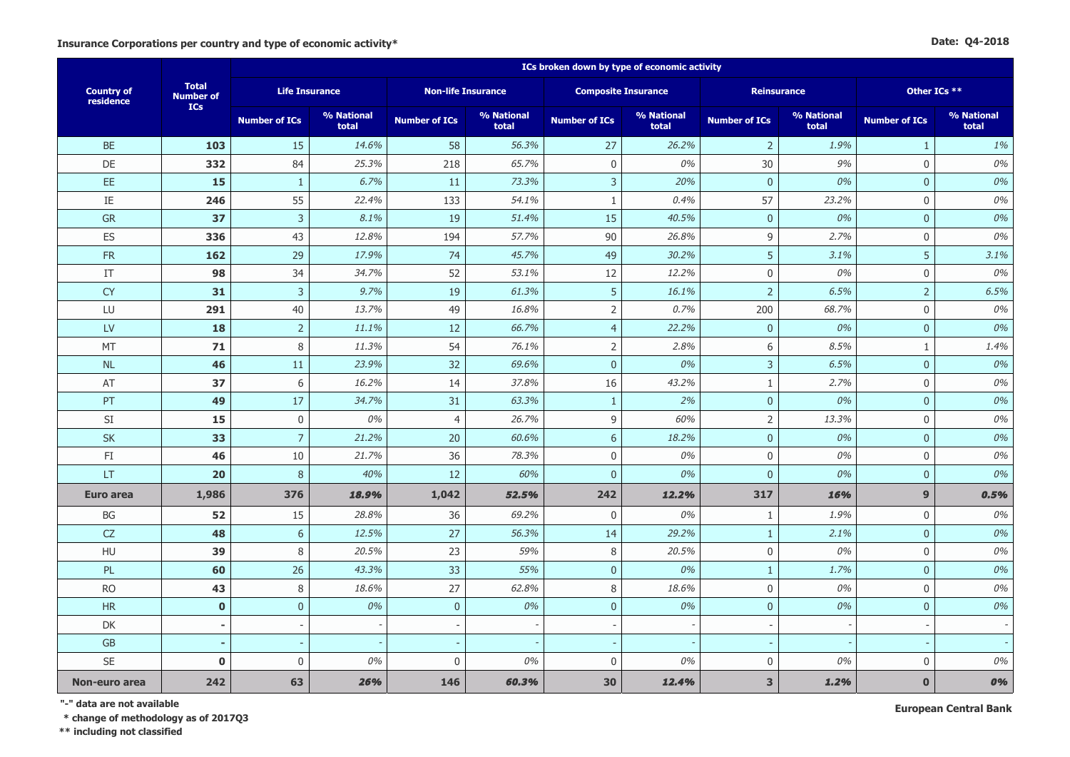**Insurance Corporations per country and type of economic activity***

**Date: Q4-2018**

| Country of residence | Total Number of ICs | ICs broken down by type of economic activity | | | | | | | | | |
|---|---|---|---|---|---|---|---|---|---|---|---|
| | | Life Insurance | | Non-life Insurance | | Composite Insurance | | Reinsurance | | Other ICs ** | |
| | | Number of ICs | % National total | Number of ICs | % National total | Number of ICs | % National total | Number of ICs | % National total | Number of ICs | % National total |
| BE | **103** | 15 | *14.6%* | 58 | *56.3%* | 27 | *26.2%* | 2 | *1.9%* | 1 | *1%* |
| DE | **332** | 84 | *25.3%* | 218 | *65.7%* | 0 | *0%* | 30 | *9%* | 0 | *0%* |
| EE | **15** | 1 | *6.7%* | 11 | *73.3%* | 3 | *20%* | 0 | *0%* | 0 | *0%* |
| IE | **246** | 55 | *22.4%* | 133 | *54.1%* | 1 | *0.4%* | 57 | *23.2%* | 0 | *0%* |
| GR | **37** | 3 | *8.1%* | 19 | *51.4%* | 15 | *40.5%* | 0 | *0%* | 0 | *0%* |
| ES | **336** | 43 | *12.8%* | 194 | *57.7%* | 90 | *26.8%* | 9 | *2.7%* | 0 | *0%* |
| FR | **162** | 29 | *17.9%* | 74 | *45.7%* | 49 | *30.2%* | 5 | *3.1%* | 5 | *3.1%* |
| IT | **98** | 34 | *34.7%* | 52 | *53.1%* | 12 | *12.2%* | 0 | *0%* | 0 | *0%* |
| CY | **31** | 3 | *9.7%* | 19 | *61.3%* | 5 | *16.1%* | 2 | *6.5%* | 2 | *6.5%* |
| LU | **291** | 40 | *13.7%* | 49 | *16.8%* | 2 | *0.7%* | 200 | *68.7%* | 0 | *0%* |
| LV | **18** | 2 | *11.1%* | 12 | *66.7%* | 4 | *22.2%* | 0 | *0%* | 0 | *0%* |
| MT | **71** | 8 | *11.3%* | 54 | *76.1%* | 2 | *2.8%* | 6 | *8.5%* | 1 | *1.4%* |
| NL | **46** | 11 | *23.9%* | 32 | *69.6%* | 0 | *0%* | 3 | *6.5%* | 0 | *0%* |
| AT | **37** | 6 | *16.2%* | 14 | *37.8%* | 16 | *43.2%* | 1 | *2.7%* | 0 | *0%* |
| PT | **49** | 17 | *34.7%* | 31 | *63.3%* | 1 | *2%* | 0 | *0%* | 0 | *0%* |
| SI | **15** | 0 | *0%* | 4 | *26.7%* | 9 | *60%* | 2 | *13.3%* | 0 | *0%* |
| SK | **33** | 7 | *21.2%* | 20 | *60.6%* | 6 | *18.2%* | 0 | *0%* | 0 | *0%* |
| FI | **46** | 10 | *21.7%* | 36 | *78.3%* | 0 | *0%* | 0 | *0%* | 0 | *0%* |
| LT | **20** | 8 | *40%* | 12 | *60%* | 0 | *0%* | 0 | *0%* | 0 | *0%* |
| **Euro area** | **1,986** | **376** | ***18.9%*** | **1,042** | ***52.5%*** | **242** | ***12.2%*** | **317** | ***16%*** | **9** | ***0.5%*** |
| BG | **52** | 15 | *28.8%* | 36 | *69.2%* | 0 | *0%* | 1 | *1.9%* | 0 | *0%* |
| CZ | **48** | 6 | *12.5%* | 27 | *56.3%* | 14 | *29.2%* | 1 | *2.1%* | 0 | *0%* |
| HU | **39** | 8 | *20.5%* | 23 | *59%* | 8 | *20.5%* | 0 | *0%* | 0 | *0%* |
| PL | **60** | 26 | *43.3%* | 33 | *55%* | 0 | *0%* | 1 | *1.7%* | 0 | *0%* |
| RO | **43** | 8 | *18.6%* | 27 | *62.8%* | 8 | *18.6%* | 0 | *0%* | 0 | *0%* |
| HR | **0** | 0 | *0%* | 0 | *0%* | 0 | *0%* | 0 | *0%* | 0 | *0%* |
| DK | **-** | - | - | - | - | - | - | - | - | - | - |
| GB | **-** | - | - | - | - | - | - | - | - | - | - |
| SE | **0** | 0 | *0%* | 0 | *0%* | 0 | *0%* | 0 | *0%* | 0 | *0%* |
| **Non-euro area** | **242** | **63** | ***26%*** | **146** | ***60.3%*** | **30** | ***12.4%*** | **3** | ***1.2%*** | **0** | ***0%*** |

**"-" data are not available**

**\* change of methodology as of 2017Q3**

**\*\* including not classified**

**European Central Bank**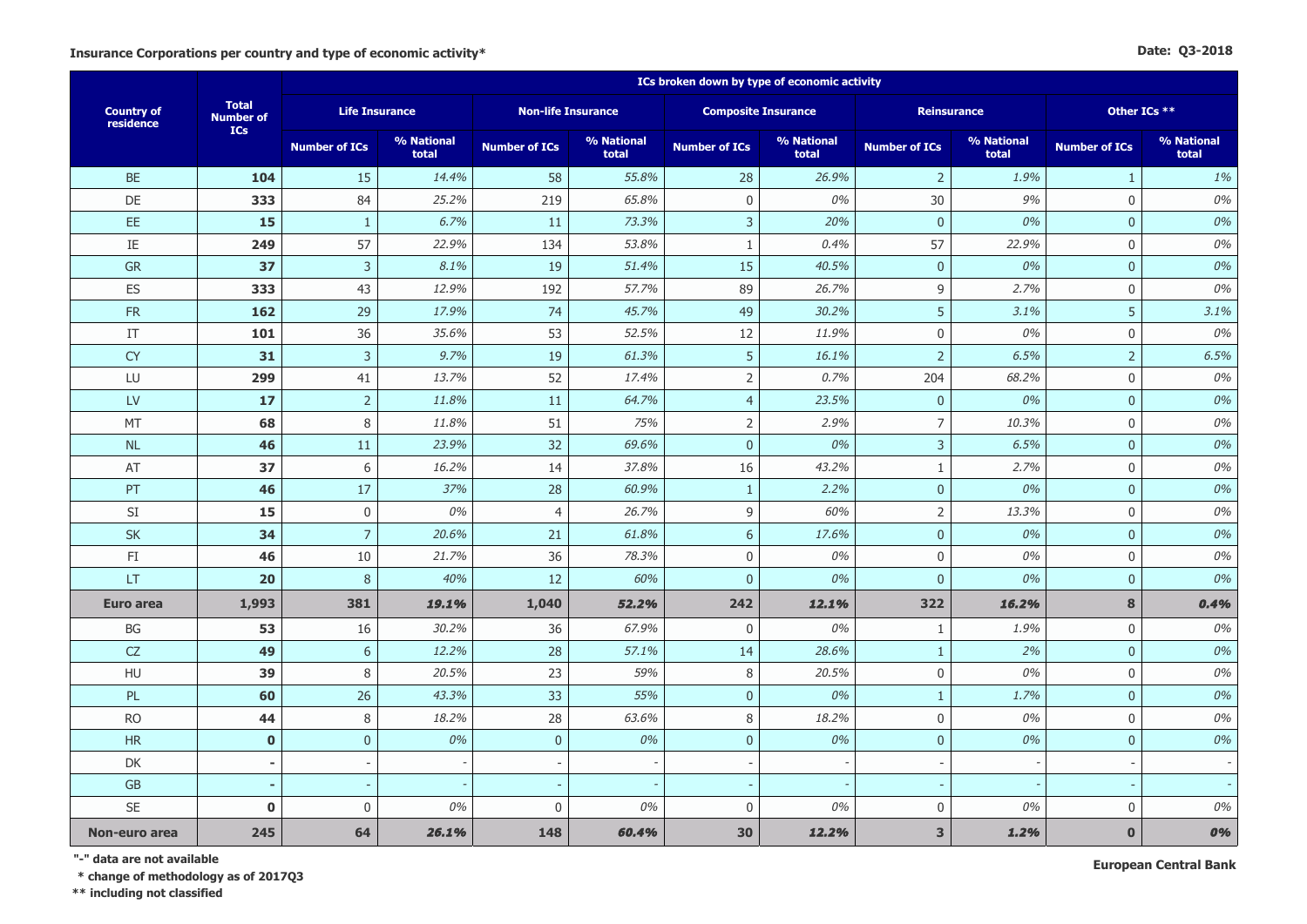**Insurance Corporations per country and type of economic activity***

**Date: Q3-2018**

| Country of residence | Total Number of ICs | ICs broken down by type of economic activity | | | | | | | | | |
|---|---|---|---|---|---|---|---|---|---|---|---|
| | | Life Insurance | | Non-life Insurance | | Composite Insurance | | Reinsurance | | Other ICs ** | |
| | | Number of ICs | % National total | Number of ICs | % National total | Number of ICs | % National total | Number of ICs | % National total | Number of ICs | % National total |
| BE | **104** | 15 | *14.4%* | 58 | *55.8%* | 28 | *26.9%* | 2 | *1.9%* | 1 | *1%* |
| DE | **333** | 84 | *25.2%* | 219 | *65.8%* | 0 | *0%* | 30 | *9%* | 0 | *0%* |
| EE | **15** | 1 | *6.7%* | 11 | *73.3%* | 3 | *20%* | 0 | *0%* | 0 | *0%* |
| IE | **249** | 57 | *22.9%* | 134 | *53.8%* | 1 | *0.4%* | 57 | *22.9%* | 0 | *0%* |
| GR | **37** | 3 | *8.1%* | 19 | *51.4%* | 15 | *40.5%* | 0 | *0%* | 0 | *0%* |
| ES | **333** | 43 | *12.9%* | 192 | *57.7%* | 89 | *26.7%* | 9 | *2.7%* | 0 | *0%* |
| FR | **162** | 29 | *17.9%* | 74 | *45.7%* | 49 | *30.2%* | 5 | *3.1%* | 5 | *3.1%* |
| IT | **101** | 36 | *35.6%* | 53 | *52.5%* | 12 | *11.9%* | 0 | *0%* | 0 | *0%* |
| CY | **31** | 3 | *9.7%* | 19 | *61.3%* | 5 | *16.1%* | 2 | *6.5%* | 2 | *6.5%* |
| LU | **299** | 41 | *13.7%* | 52 | *17.4%* | 2 | *0.7%* | 204 | *68.2%* | 0 | *0%* |
| LV | **17** | 2 | *11.8%* | 11 | *64.7%* | 4 | *23.5%* | 0 | *0%* | 0 | *0%* |
| MT | **68** | 8 | *11.8%* | 51 | *75%* | 2 | *2.9%* | 7 | *10.3%* | 0 | *0%* |
| NL | **46** | 11 | *23.9%* | 32 | *69.6%* | 0 | *0%* | 3 | *6.5%* | 0 | *0%* |
| AT | **37** | 6 | *16.2%* | 14 | *37.8%* | 16 | *43.2%* | 1 | *2.7%* | 0 | *0%* |
| PT | **46** | 17 | *37%* | 28 | *60.9%* | 1 | *2.2%* | 0 | *0%* | 0 | *0%* |
| SI | **15** | 0 | *0%* | 4 | *26.7%* | 9 | *60%* | 2 | *13.3%* | 0 | *0%* |
| SK | **34** | 7 | *20.6%* | 21 | *61.8%* | 6 | *17.6%* | 0 | *0%* | 0 | *0%* |
| FI | **46** | 10 | *21.7%* | 36 | *78.3%* | 0 | *0%* | 0 | *0%* | 0 | *0%* |
| LT | **20** | 8 | *40%* | 12 | *60%* | 0 | *0%* | 0 | *0%* | 0 | *0%* |
| **Euro area** | **1,993** | **381** | ***19.1%*** | **1,040** | ***52.2%*** | **242** | ***12.1%*** | **322** | ***16.2%*** | **8** | ***0.4%*** |
| BG | **53** | 16 | *30.2%* | 36 | *67.9%* | 0 | *0%* | 1 | *1.9%* | 0 | *0%* |
| CZ | **49** | 6 | *12.2%* | 28 | *57.1%* | 14 | *28.6%* | 1 | *2%* | 0 | *0%* |
| HU | **39** | 8 | *20.5%* | 23 | *59%* | 8 | *20.5%* | 0 | *0%* | 0 | *0%* |
| PL | **60** | 26 | *43.3%* | 33 | *55%* | 0 | *0%* | 1 | *1.7%* | 0 | *0%* |
| RO | **44** | 8 | *18.2%* | 28 | *63.6%* | 8 | *18.2%* | 0 | *0%* | 0 | *0%* |
| HR | **0** | 0 | *0%* | 0 | *0%* | 0 | *0%* | 0 | *0%* | 0 | *0%* |
| DK | **-** | - | - | - | - | - | - | - | - | - | - |
| GB | **-** | - | - | - | - | - | - | - | - | - | - |
| SE | **0** | 0 | *0%* | 0 | *0%* | 0 | *0%* | 0 | *0%* | 0 | *0%* |
| **Non-euro area** | **245** | **64** | ***26.1%*** | **148** | ***60.4%*** | **30** | ***12.2%*** | **3** | ***1.2%*** | **0** | ***0%*** |

**"-" data are not available**

**\* change of methodology as of 2017Q3**

**\*\* including not classified**

**European Central Bank**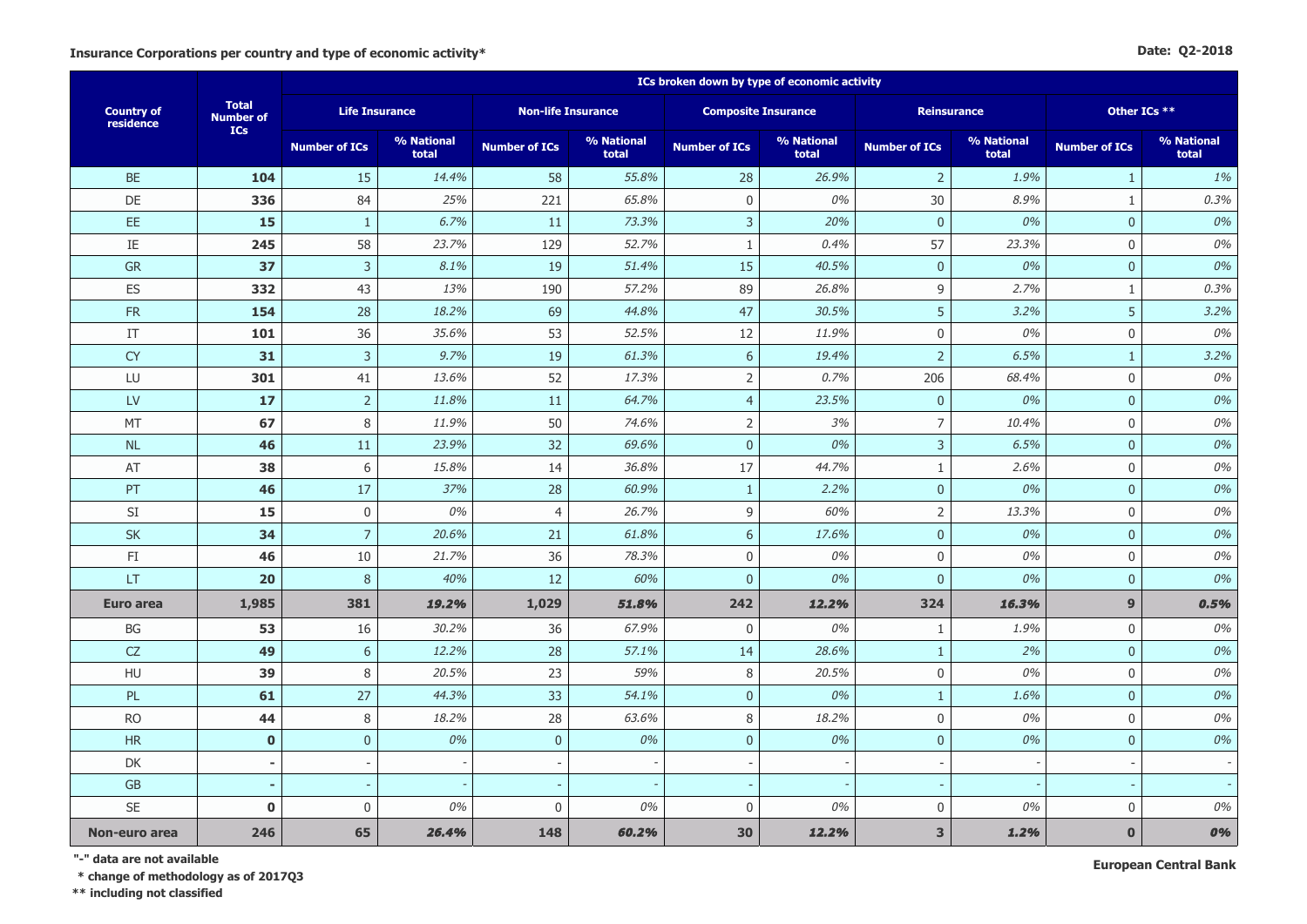**Insurance Corporations per country and type of economic activity***

**Date: Q2-2018**

| Country of residence | Total Number of ICs | ICs broken down by type of economic activity | | | | | | | | | |
|---|---|---|---|---|---|---|---|---|---|---|---|
| | | Life Insurance | | Non-life Insurance | | Composite Insurance | | Reinsurance | | Other ICs ** | |
| | | Number of ICs | % National total | Number of ICs | % National total | Number of ICs | % National total | Number of ICs | % National total | Number of ICs | % National total |
| BE | **104** | 15 | *14.4%* | 58 | *55.8%* | 28 | *26.9%* | 2 | *1.9%* | 1 | *1%* |
| DE | **336** | 84 | *25%* | 221 | *65.8%* | 0 | *0%* | 30 | *8.9%* | 1 | *0.3%* |
| EE | **15** | 1 | *6.7%* | 11 | *73.3%* | 3 | *20%* | 0 | *0%* | 0 | *0%* |
| IE | **245** | 58 | *23.7%* | 129 | *52.7%* | 1 | *0.4%* | 57 | *23.3%* | 0 | *0%* |
| GR | **37** | 3 | *8.1%* | 19 | *51.4%* | 15 | *40.5%* | 0 | *0%* | 0 | *0%* |
| ES | **332** | 43 | *13%* | 190 | *57.2%* | 89 | *26.8%* | 9 | *2.7%* | 1 | *0.3%* |
| FR | **154** | 28 | *18.2%* | 69 | *44.8%* | 47 | *30.5%* | 5 | *3.2%* | 5 | *3.2%* |
| IT | **101** | 36 | *35.6%* | 53 | *52.5%* | 12 | *11.9%* | 0 | *0%* | 0 | *0%* |
| CY | **31** | 3 | *9.7%* | 19 | *61.3%* | 6 | *19.4%* | 2 | *6.5%* | 1 | *3.2%* |
| LU | **301** | 41 | *13.6%* | 52 | *17.3%* | 2 | *0.7%* | 206 | *68.4%* | 0 | *0%* |
| LV | **17** | 2 | *11.8%* | 11 | *64.7%* | 4 | *23.5%* | 0 | *0%* | 0 | *0%* |
| MT | **67** | 8 | *11.9%* | 50 | *74.6%* | 2 | *3%* | 7 | *10.4%* | 0 | *0%* |
| NL | **46** | 11 | *23.9%* | 32 | *69.6%* | 0 | *0%* | 3 | *6.5%* | 0 | *0%* |
| AT | **38** | 6 | *15.8%* | 14 | *36.8%* | 17 | *44.7%* | 1 | *2.6%* | 0 | *0%* |
| PT | **46** | 17 | *37%* | 28 | *60.9%* | 1 | *2.2%* | 0 | *0%* | 0 | *0%* |
| SI | **15** | 0 | *0%* | 4 | *26.7%* | 9 | *60%* | 2 | *13.3%* | 0 | *0%* |
| SK | **34** | 7 | *20.6%* | 21 | *61.8%* | 6 | *17.6%* | 0 | *0%* | 0 | *0%* |
| FI | **46** | 10 | *21.7%* | 36 | *78.3%* | 0 | *0%* | 0 | *0%* | 0 | *0%* |
| LT | **20** | 8 | *40%* | 12 | *60%* | 0 | *0%* | 0 | *0%* | 0 | *0%* |
| **Euro area** | **1,985** | **381** | ***19.2%*** | **1,029** | ***51.8%*** | **242** | ***12.2%*** | **324** | ***16.3%*** | **9** | ***0.5%*** |
| BG | **53** | 16 | *30.2%* | 36 | *67.9%* | 0 | *0%* | 1 | *1.9%* | 0 | *0%* |
| CZ | **49** | 6 | *12.2%* | 28 | *57.1%* | 14 | *28.6%* | 1 | *2%* | 0 | *0%* |
| HU | **39** | 8 | *20.5%* | 23 | *59%* | 8 | *20.5%* | 0 | *0%* | 0 | *0%* |
| PL | **61** | 27 | *44.3%* | 33 | *54.1%* | 0 | *0%* | 1 | *1.6%* | 0 | *0%* |
| RO | **44** | 8 | *18.2%* | 28 | *63.6%* | 8 | *18.2%* | 0 | *0%* | 0 | *0%* |
| HR | **0** | 0 | *0%* | 0 | *0%* | 0 | *0%* | 0 | *0%* | 0 | *0%* |
| DK | **-** | - | - | - | - | - | - | - | - | - | - |
| GB | **-** | - | - | - | - | - | - | - | - | - | - |
| SE | **0** | 0 | *0%* | 0 | *0%* | 0 | *0%* | 0 | *0%* | 0 | *0%* |
| **Non-euro area** | **246** | **65** | ***26.4%*** | **148** | ***60.2%*** | **30** | ***12.2%*** | **3** | ***1.2%*** | **0** | ***0%*** |

**"-" data are not available**

**\* change of methodology as of 2017Q3**

**\*\* including not classified**

**European Central Bank**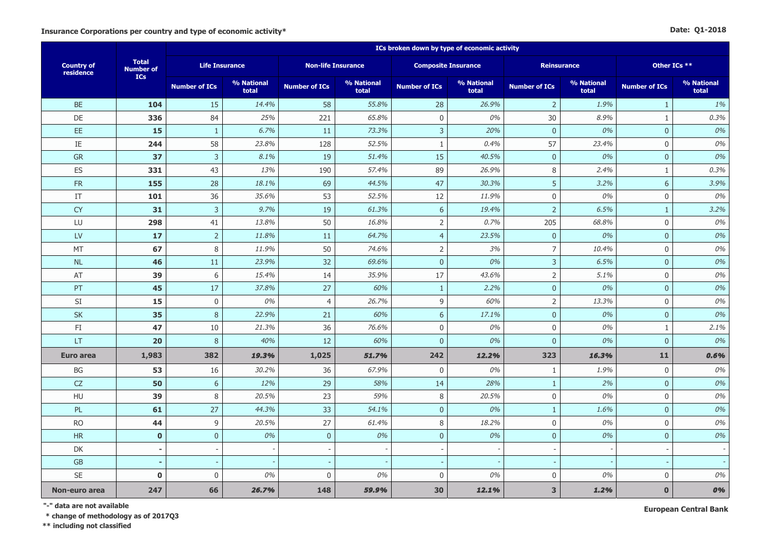**Insurance Corporations per country and type of economic activity***

**Date: Q1-2018**

| Country of residence | Total Number of ICs | ICs broken down by type of economic activity | | | | | | | | | |
|---|---|---|---|---|---|---|---|---|---|---|---|
| | | Life Insurance | | Non-life Insurance | | Composite Insurance | | Reinsurance | | Other ICs ** | |
| | | Number of ICs | % National total | Number of ICs | % National total | Number of ICs | % National total | Number of ICs | % National total | Number of ICs | % National total |
| BE | **104** | 15 | *14.4%* | 58 | *55.8%* | 28 | *26.9%* | 2 | *1.9%* | 1 | *1%* |
| DE | **336** | 84 | *25%* | 221 | *65.8%* | 0 | *0%* | 30 | *8.9%* | 1 | *0.3%* |
| EE | **15** | 1 | *6.7%* | 11 | *73.3%* | 3 | *20%* | 0 | *0%* | 0 | *0%* |
| IE | **244** | 58 | *23.8%* | 128 | *52.5%* | 1 | *0.4%* | 57 | *23.4%* | 0 | *0%* |
| GR | **37** | 3 | *8.1%* | 19 | *51.4%* | 15 | *40.5%* | 0 | *0%* | 0 | *0%* |
| ES | **331** | 43 | *13%* | 190 | *57.4%* | 89 | *26.9%* | 8 | *2.4%* | 1 | *0.3%* |
| FR | **155** | 28 | *18.1%* | 69 | *44.5%* | 47 | *30.3%* | 5 | *3.2%* | 6 | *3.9%* |
| IT | **101** | 36 | *35.6%* | 53 | *52.5%* | 12 | *11.9%* | 0 | *0%* | 0 | *0%* |
| CY | **31** | 3 | *9.7%* | 19 | *61.3%* | 6 | *19.4%* | 2 | *6.5%* | 1 | *3.2%* |
| LU | **298** | 41 | *13.8%* | 50 | *16.8%* | 2 | *0.7%* | 205 | *68.8%* | 0 | *0%* |
| LV | **17** | 2 | *11.8%* | 11 | *64.7%* | 4 | *23.5%* | 0 | *0%* | 0 | *0%* |
| MT | **67** | 8 | *11.9%* | 50 | *74.6%* | 2 | *3%* | 7 | *10.4%* | 0 | *0%* |
| NL | **46** | 11 | *23.9%* | 32 | *69.6%* | 0 | *0%* | 3 | *6.5%* | 0 | *0%* |
| AT | **39** | 6 | *15.4%* | 14 | *35.9%* | 17 | *43.6%* | 2 | *5.1%* | 0 | *0%* |
| PT | **45** | 17 | *37.8%* | 27 | *60%* | 1 | *2.2%* | 0 | *0%* | 0 | *0%* |
| SI | **15** | 0 | *0%* | 4 | *26.7%* | 9 | *60%* | 2 | *13.3%* | 0 | *0%* |
| SK | **35** | 8 | *22.9%* | 21 | *60%* | 6 | *17.1%* | 0 | *0%* | 0 | *0%* |
| FI | **47** | 10 | *21.3%* | 36 | *76.6%* | 0 | *0%* | 0 | *0%* | 1 | *2.1%* |
| LT | **20** | 8 | *40%* | 12 | *60%* | 0 | *0%* | 0 | *0%* | 0 | *0%* |
| **Euro area** | **1,983** | **382** | ***19.3%*** | **1,025** | ***51.7%*** | **242** | ***12.2%*** | **323** | ***16.3%*** | **11** | ***0.6%*** |
| BG | **53** | 16 | *30.2%* | 36 | *67.9%* | 0 | *0%* | 1 | *1.9%* | 0 | *0%* |
| CZ | **50** | 6 | *12%* | 29 | *58%* | 14 | *28%* | 1 | *2%* | 0 | *0%* |
| HU | **39** | 8 | *20.5%* | 23 | *59%* | 8 | *20.5%* | 0 | *0%* | 0 | *0%* |
| PL | **61** | 27 | *44.3%* | 33 | *54.1%* | 0 | *0%* | 1 | *1.6%* | 0 | *0%* |
| RO | **44** | 9 | *20.5%* | 27 | *61.4%* | 8 | *18.2%* | 0 | *0%* | 0 | *0%* |
| HR | **0** | 0 | *0%* | 0 | *0%* | 0 | *0%* | 0 | *0%* | 0 | *0%* |
| DK | **-** | - | - | - | - | - | - | - | - | - | - |
| GB | **-** | - | - | - | - | - | - | - | - | - | - |
| SE | **0** | 0 | *0%* | 0 | *0%* | 0 | *0%* | 0 | *0%* | 0 | *0%* |
| **Non-euro area** | **247** | **66** | ***26.7%*** | **148** | ***59.9%*** | **30** | ***12.1%*** | **3** | ***1.2%*** | **0** | ***0%*** |

**"-" data are not available**

**\* change of methodology as of 2017Q3**

**** including not classified**

**European Central Bank**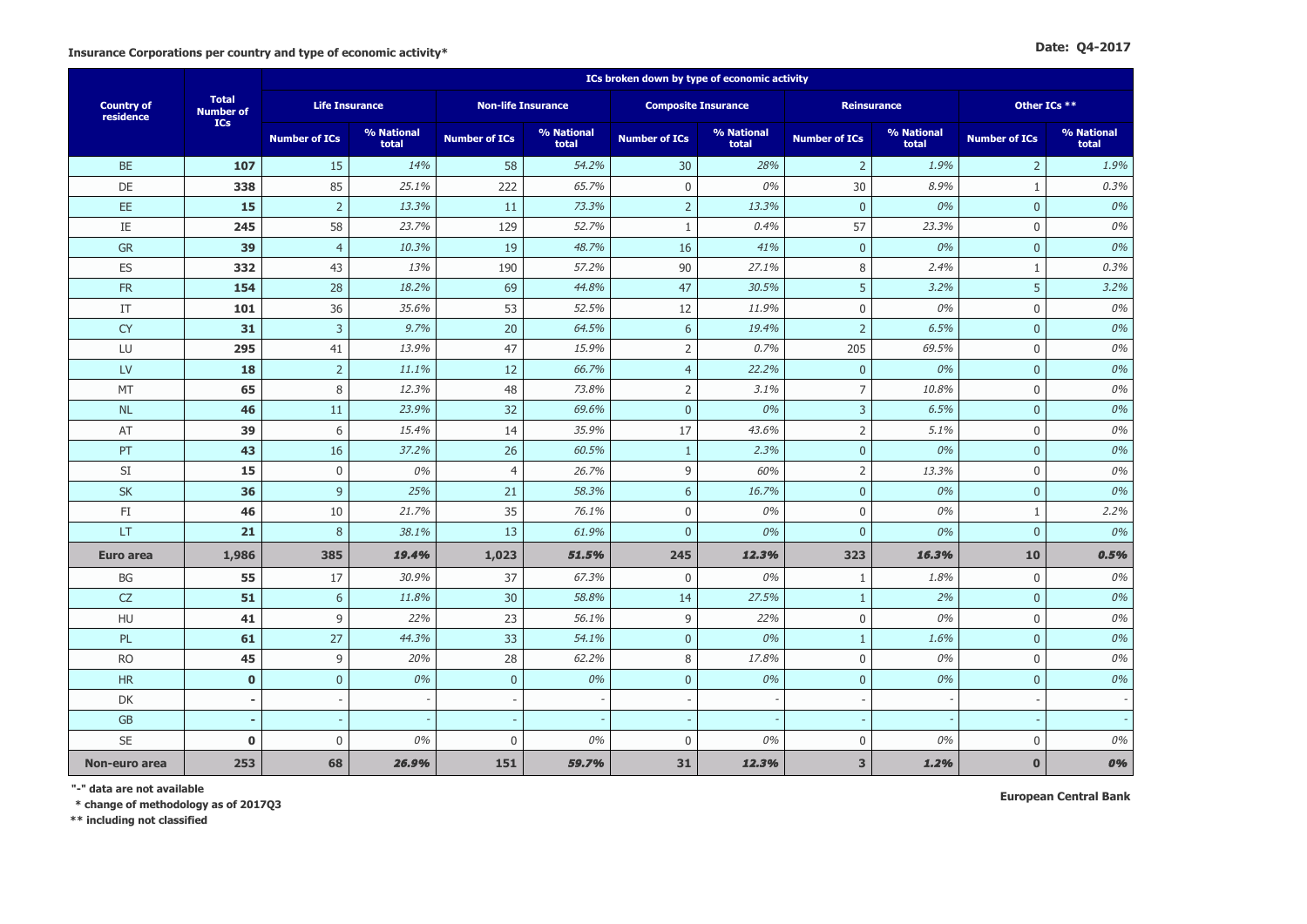**Insurance Corporations per country and type of economic activity***

**Date: Q4-2017**

| Country of residence | Total Number of ICs | ICs broken down by type of economic activity | | | | | | | | | |
|---|---|---|---|---|---|---|---|---|---|---|---|
| | | Life Insurance | | Non-life Insurance | | Composite Insurance | | Reinsurance | | Other ICs ** | |
| | | Number of ICs | % National total | Number of ICs | % National total | Number of ICs | % National total | Number of ICs | % National total | Number of ICs | % National total |
| BE | **107** | 15 | *14%* | 58 | *54.2%* | 30 | *28%* | 2 | *1.9%* | 2 | *1.9%* |
| DE | **338** | 85 | *25.1%* | 222 | *65.7%* | 0 | *0%* | 30 | *8.9%* | 1 | *0.3%* |
| EE | **15** | 2 | *13.3%* | 11 | *73.3%* | 2 | *13.3%* | 0 | *0%* | 0 | *0%* |
| IE | **245** | 58 | *23.7%* | 129 | *52.7%* | 1 | *0.4%* | 57 | *23.3%* | 0 | *0%* |
| GR | **39** | 4 | *10.3%* | 19 | *48.7%* | 16 | *41%* | 0 | *0%* | 0 | *0%* |
| ES | **332** | 43 | *13%* | 190 | *57.2%* | 90 | *27.1%* | 8 | *2.4%* | 1 | *0.3%* |
| FR | **154** | 28 | *18.2%* | 69 | *44.8%* | 47 | *30.5%* | 5 | *3.2%* | 5 | *3.2%* |
| IT | **101** | 36 | *35.6%* | 53 | *52.5%* | 12 | *11.9%* | 0 | *0%* | 0 | *0%* |
| CY | **31** | 3 | *9.7%* | 20 | *64.5%* | 6 | *19.4%* | 2 | *6.5%* | 0 | *0%* |
| LU | **295** | 41 | *13.9%* | 47 | *15.9%* | 2 | *0.7%* | 205 | *69.5%* | 0 | *0%* |
| LV | **18** | 2 | *11.1%* | 12 | *66.7%* | 4 | *22.2%* | 0 | *0%* | 0 | *0%* |
| MT | **65** | 8 | *12.3%* | 48 | *73.8%* | 2 | *3.1%* | 7 | *10.8%* | 0 | *0%* |
| NL | **46** | 11 | *23.9%* | 32 | *69.6%* | 0 | *0%* | 3 | *6.5%* | 0 | *0%* |
| AT | **39** | 6 | *15.4%* | 14 | *35.9%* | 17 | *43.6%* | 2 | *5.1%* | 0 | *0%* |
| PT | **43** | 16 | *37.2%* | 26 | *60.5%* | 1 | *2.3%* | 0 | *0%* | 0 | *0%* |
| SI | **15** | 0 | *0%* | 4 | *26.7%* | 9 | *60%* | 2 | *13.3%* | 0 | *0%* |
| SK | **36** | 9 | *25%* | 21 | *58.3%* | 6 | *16.7%* | 0 | *0%* | 0 | *0%* |
| FI | **46** | 10 | *21.7%* | 35 | *76.1%* | 0 | *0%* | 0 | *0%* | 1 | *2.2%* |
| LT | **21** | 8 | *38.1%* | 13 | *61.9%* | 0 | *0%* | 0 | *0%* | 0 | *0%* |
| **Euro area** | **1,986** | **385** | ***19.4%*** | **1,023** | ***51.5%*** | **245** | ***12.3%*** | **323** | ***16.3%*** | **10** | ***0.5%*** |
| BG | **55** | 17 | *30.9%* | 37 | *67.3%* | 0 | *0%* | 1 | *1.8%* | 0 | *0%* |
| CZ | **51** | 6 | *11.8%* | 30 | *58.8%* | 14 | *27.5%* | 1 | *2%* | 0 | *0%* |
| HU | **41** | 9 | *22%* | 23 | *56.1%* | 9 | *22%* | 0 | *0%* | 0 | *0%* |
| PL | **61** | 27 | *44.3%* | 33 | *54.1%* | 0 | *0%* | 1 | *1.6%* | 0 | *0%* |
| RO | **45** | 9 | *20%* | 28 | *62.2%* | 8 | *17.8%* | 0 | *0%* | 0 | *0%* |
| HR | **0** | 0 | *0%* | 0 | *0%* | 0 | *0%* | 0 | *0%* | 0 | *0%* |
| DK | **-** | - | - | - | - | - | - | - | - | - | - |
| GB | **-** | - | - | - | - | - | - | - | - | - | - |
| SE | **0** | 0 | *0%* | 0 | *0%* | 0 | *0%* | 0 | *0%* | 0 | *0%* |
| **Non-euro area** | **253** | **68** | ***26.9%*** | **151** | ***59.7%*** | **31** | ***12.3%*** | **3** | ***1.2%*** | **0** | ***0%*** |

**"-" data are not available**

**\* change of methodology as of 2017Q3**

**\*\* including not classified**

**European Central Bank**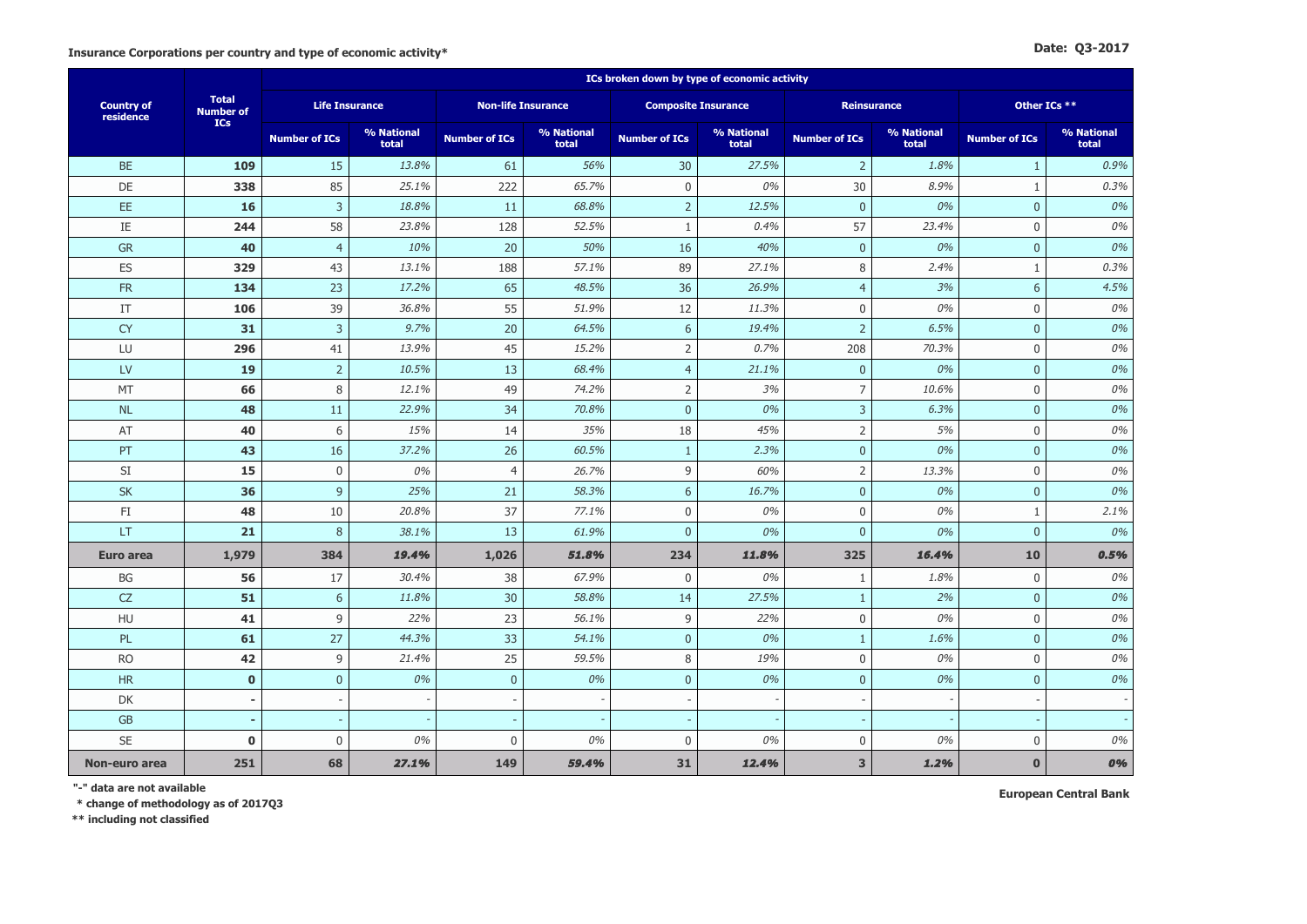**Insurance Corporations per country and type of economic activity***

**Date: Q3-2017**

| Country of residence | Total Number of ICs | ICs broken down by type of economic activity | | | | | | | | | |
|---|---|---|---|---|---|---|---|---|---|---|---|
| | | Life Insurance | | Non-life Insurance | | Composite Insurance | | Reinsurance | | Other ICs ** | |
| | | Number of ICs | % National total | Number of ICs | % National total | Number of ICs | % National total | Number of ICs | % National total | Number of ICs | % National total |
| BE | **109** | 15 | *13.8%* | 61 | *56%* | 30 | *27.5%* | 2 | *1.8%* | 1 | *0.9%* |
| DE | **338** | 85 | *25.1%* | 222 | *65.7%* | 0 | *0%* | 30 | *8.9%* | 1 | *0.3%* |
| EE | **16** | 3 | *18.8%* | 11 | *68.8%* | 2 | *12.5%* | 0 | *0%* | 0 | *0%* |
| IE | **244** | 58 | *23.8%* | 128 | *52.5%* | 1 | *0.4%* | 57 | *23.4%* | 0 | *0%* |
| GR | **40** | 4 | *10%* | 20 | *50%* | 16 | *40%* | 0 | *0%* | 0 | *0%* |
| ES | **329** | 43 | *13.1%* | 188 | *57.1%* | 89 | *27.1%* | 8 | *2.4%* | 1 | *0.3%* |
| FR | **134** | 23 | *17.2%* | 65 | *48.5%* | 36 | *26.9%* | 4 | *3%* | 6 | *4.5%* |
| IT | **106** | 39 | *36.8%* | 55 | *51.9%* | 12 | *11.3%* | 0 | *0%* | 0 | *0%* |
| CY | **31** | 3 | *9.7%* | 20 | *64.5%* | 6 | *19.4%* | 2 | *6.5%* | 0 | *0%* |
| LU | **296** | 41 | *13.9%* | 45 | *15.2%* | 2 | *0.7%* | 208 | *70.3%* | 0 | *0%* |
| LV | **19** | 2 | *10.5%* | 13 | *68.4%* | 4 | *21.1%* | 0 | *0%* | 0 | *0%* |
| MT | **66** | 8 | *12.1%* | 49 | *74.2%* | 2 | *3%* | 7 | *10.6%* | 0 | *0%* |
| NL | **48** | 11 | *22.9%* | 34 | *70.8%* | 0 | *0%* | 3 | *6.3%* | 0 | *0%* |
| AT | **40** | 6 | *15%* | 14 | *35%* | 18 | *45%* | 2 | *5%* | 0 | *0%* |
| PT | **43** | 16 | *37.2%* | 26 | *60.5%* | 1 | *2.3%* | 0 | *0%* | 0 | *0%* |
| SI | **15** | 0 | *0%* | 4 | *26.7%* | 9 | *60%* | 2 | *13.3%* | 0 | *0%* |
| SK | **36** | 9 | *25%* | 21 | *58.3%* | 6 | *16.7%* | 0 | *0%* | 0 | *0%* |
| FI | **48** | 10 | *20.8%* | 37 | *77.1%* | 0 | *0%* | 0 | *0%* | 1 | *2.1%* |
| LT | **21** | 8 | *38.1%* | 13 | *61.9%* | 0 | *0%* | 0 | *0%* | 0 | *0%* |
| **Euro area** | **1,979** | **384** | ***19.4%*** | **1,026** | ***51.8%*** | **234** | ***11.8%*** | **325** | ***16.4%*** | **10** | ***0.5%*** |
| BG | **56** | 17 | *30.4%* | 38 | *67.9%* | 0 | *0%* | 1 | *1.8%* | 0 | *0%* |
| CZ | **51** | 6 | *11.8%* | 30 | *58.8%* | 14 | *27.5%* | 1 | *2%* | 0 | *0%* |
| HU | **41** | 9 | *22%* | 23 | *56.1%* | 9 | *22%* | 0 | *0%* | 0 | *0%* |
| PL | **61** | 27 | *44.3%* | 33 | *54.1%* | 0 | *0%* | 1 | *1.6%* | 0 | *0%* |
| RO | **42** | 9 | *21.4%* | 25 | *59.5%* | 8 | *19%* | 0 | *0%* | 0 | *0%* |
| HR | **0** | 0 | *0%* | 0 | *0%* | 0 | *0%* | 0 | *0%* | 0 | *0%* |
| DK | **-** | - | - | - | - | - | - | - | - | - | - |
| GB | **-** | - | - | - | - | - | - | - | - | - | - |
| SE | **0** | 0 | *0%* | 0 | *0%* | 0 | *0%* | 0 | *0%* | 0 | *0%* |
| **Non-euro area** | **251** | **68** | ***27.1%*** | **149** | ***59.4%*** | **31** | ***12.4%*** | **3** | ***1.2%*** | **0** | ***0%*** |

**"-" data are not available**

**\* change of methodology as of 2017Q3**

**\*\* including not classified**

**European Central Bank**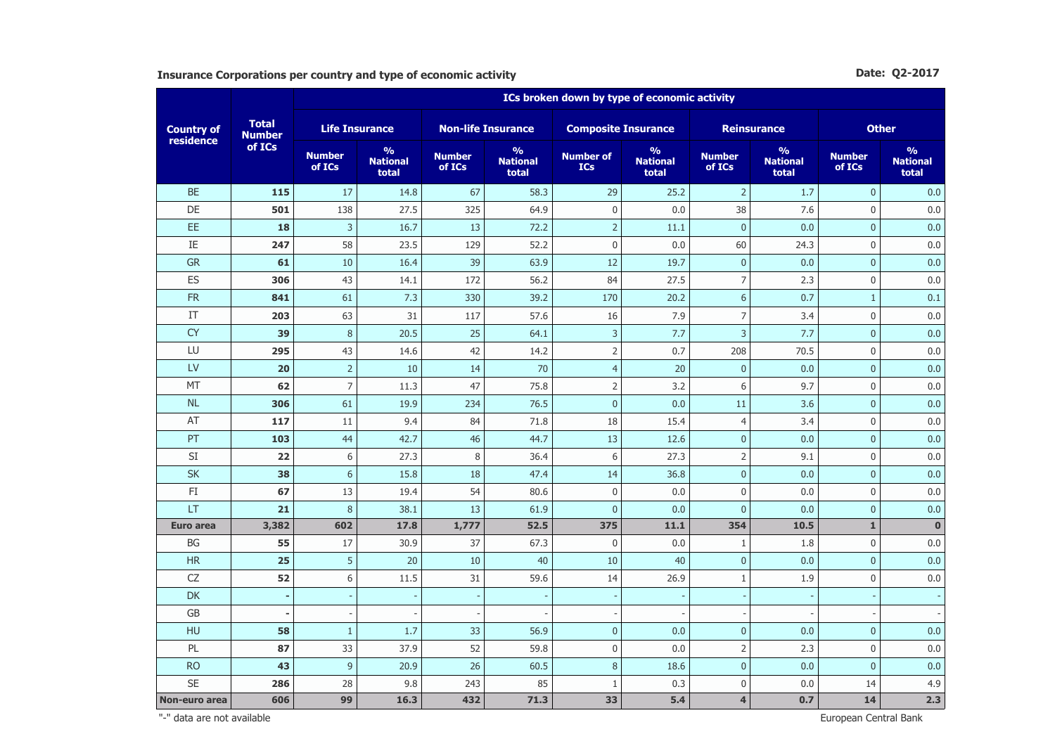**Insurance Corporations per country and type of economic activity** — **Date: Q2-2017**

| Country of residence | Total Number of ICs | ICs broken down by type of economic activity | | | | | | | | | |
|---|---|---|---|---|---|---|---|---|---|---|---|
| | | Life Insurance | | Non-life Insurance | | Composite Insurance | | Reinsurance | | Other | |
| | | Number of ICs | % National total | Number of ICs | % National total | Number of ICs | % National total | Number of ICs | % National total | Number of ICs | % National total |
| BE | **115** | 17 | 14.8 | 67 | 58.3 | 29 | 25.2 | 2 | 1.7 | 0 | 0.0 |
| DE | **501** | 138 | 27.5 | 325 | 64.9 | 0 | 0.0 | 38 | 7.6 | 0 | 0.0 |
| EE | **18** | 3 | 16.7 | 13 | 72.2 | 2 | 11.1 | 0 | 0.0 | 0 | 0.0 |
| IE | **247** | 58 | 23.5 | 129 | 52.2 | 0 | 0.0 | 60 | 24.3 | 0 | 0.0 |
| GR | **61** | 10 | 16.4 | 39 | 63.9 | 12 | 19.7 | 0 | 0.0 | 0 | 0.0 |
| ES | **306** | 43 | 14.1 | 172 | 56.2 | 84 | 27.5 | 7 | 2.3 | 0 | 0.0 |
| FR | **841** | 61 | 7.3 | 330 | 39.2 | 170 | 20.2 | 6 | 0.7 | 1 | 0.1 |
| IT | **203** | 63 | 31 | 117 | 57.6 | 16 | 7.9 | 7 | 3.4 | 0 | 0.0 |
| CY | **39** | 8 | 20.5 | 25 | 64.1 | 3 | 7.7 | 3 | 7.7 | 0 | 0.0 |
| LU | **295** | 43 | 14.6 | 42 | 14.2 | 2 | 0.7 | 208 | 70.5 | 0 | 0.0 |
| LV | **20** | 2 | 10 | 14 | 70 | 4 | 20 | 0 | 0.0 | 0 | 0.0 |
| MT | **62** | 7 | 11.3 | 47 | 75.8 | 2 | 3.2 | 6 | 9.7 | 0 | 0.0 |
| NL | **306** | 61 | 19.9 | 234 | 76.5 | 0 | 0.0 | 11 | 3.6 | 0 | 0.0 |
| AT | **117** | 11 | 9.4 | 84 | 71.8 | 18 | 15.4 | 4 | 3.4 | 0 | 0.0 |
| PT | **103** | 44 | 42.7 | 46 | 44.7 | 13 | 12.6 | 0 | 0.0 | 0 | 0.0 |
| SI | **22** | 6 | 27.3 | 8 | 36.4 | 6 | 27.3 | 2 | 9.1 | 0 | 0.0 |
| SK | **38** | 6 | 15.8 | 18 | 47.4 | 14 | 36.8 | 0 | 0.0 | 0 | 0.0 |
| FI | **67** | 13 | 19.4 | 54 | 80.6 | 0 | 0.0 | 0 | 0.0 | 0 | 0.0 |
| LT | **21** | 8 | 38.1 | 13 | 61.9 | 0 | 0.0 | 0 | 0.0 | 0 | 0.0 |
| **Euro area** | **3,382** | **602** | **17.8** | **1,777** | **52.5** | **375** | **11.1** | **354** | **10.5** | **1** | **0** |
| BG | **55** | 17 | 30.9 | 37 | 67.3 | 0 | 0.0 | 1 | 1.8 | 0 | 0.0 |
| HR | **25** | 5 | 20 | 10 | 40 | 10 | 40 | 0 | 0.0 | 0 | 0.0 |
| CZ | **52** | 6 | 11.5 | 31 | 59.6 | 14 | 26.9 | 1 | 1.9 | 0 | 0.0 |
| DK | **-** | - | - | - | - | - | - | - | - | - | - |
| GB | **-** | - | - | - | - | - | - | - | - | - | - |
| HU | **58** | 1 | 1.7 | 33 | 56.9 | 0 | 0.0 | 0 | 0.0 | 0 | 0.0 |
| PL | **87** | 33 | 37.9 | 52 | 59.8 | 0 | 0.0 | 2 | 2.3 | 0 | 0.0 |
| RO | **43** | 9 | 20.9 | 26 | 60.5 | 8 | 18.6 | 0 | 0.0 | 0 | 0.0 |
| SE | **286** | 28 | 9.8 | 243 | 85 | 1 | 0.3 | 0 | 0.0 | 14 | 4.9 |
| **Non-euro area** | **606** | **99** | **16.3** | **432** | **71.3** | **33** | **5.4** | **4** | **0.7** | **14** | **2.3** |

"-" data are not available

European Central Bank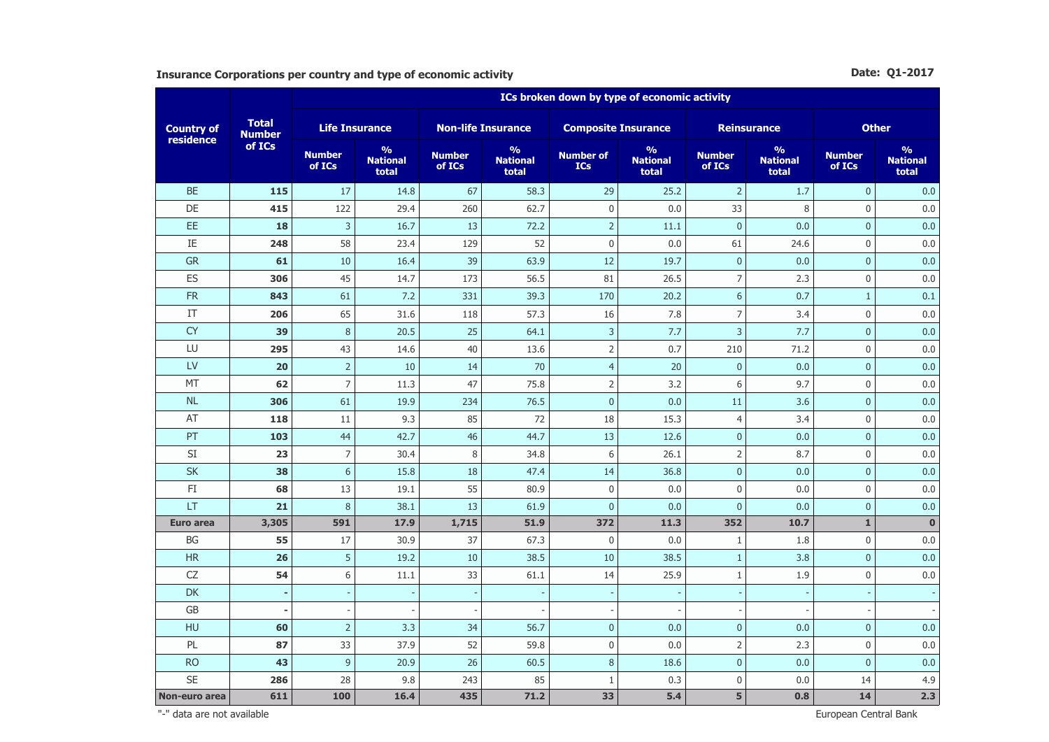**Insurance Corporations per country and type of economic activity**

**Date: Q1-2017**

| Country of residence | Total Number of ICs | ICs broken down by type of economic activity | | | | | | | | | |
|---|---|---|---|---|---|---|---|---|---|---|---|
| | | Life Insurance | | Non-life Insurance | | Composite Insurance | | Reinsurance | | Other | |
| | | Number of ICs | % National total | Number of ICs | % National total | Number of ICs | % National total | Number of ICs | % National total | Number of ICs | % National total |
| BE | **115** | 17 | 14.8 | 67 | 58.3 | 29 | 25.2 | 2 | 1.7 | 0 | 0.0 |
| DE | **415** | 122 | 29.4 | 260 | 62.7 | 0 | 0.0 | 33 | 8 | 0 | 0.0 |
| EE | **18** | 3 | 16.7 | 13 | 72.2 | 2 | 11.1 | 0 | 0.0 | 0 | 0.0 |
| IE | **248** | 58 | 23.4 | 129 | 52 | 0 | 0.0 | 61 | 24.6 | 0 | 0.0 |
| GR | **61** | 10 | 16.4 | 39 | 63.9 | 12 | 19.7 | 0 | 0.0 | 0 | 0.0 |
| ES | **306** | 45 | 14.7 | 173 | 56.5 | 81 | 26.5 | 7 | 2.3 | 0 | 0.0 |
| FR | **843** | 61 | 7.2 | 331 | 39.3 | 170 | 20.2 | 6 | 0.7 | 1 | 0.1 |
| IT | **206** | 65 | 31.6 | 118 | 57.3 | 16 | 7.8 | 7 | 3.4 | 0 | 0.0 |
| CY | **39** | 8 | 20.5 | 25 | 64.1 | 3 | 7.7 | 3 | 7.7 | 0 | 0.0 |
| LU | **295** | 43 | 14.6 | 40 | 13.6 | 2 | 0.7 | 210 | 71.2 | 0 | 0.0 |
| LV | **20** | 2 | 10 | 14 | 70 | 4 | 20 | 0 | 0.0 | 0 | 0.0 |
| MT | **62** | 7 | 11.3 | 47 | 75.8 | 2 | 3.2 | 6 | 9.7 | 0 | 0.0 |
| NL | **306** | 61 | 19.9 | 234 | 76.5 | 0 | 0.0 | 11 | 3.6 | 0 | 0.0 |
| AT | **118** | 11 | 9.3 | 85 | 72 | 18 | 15.3 | 4 | 3.4 | 0 | 0.0 |
| PT | **103** | 44 | 42.7 | 46 | 44.7 | 13 | 12.6 | 0 | 0.0 | 0 | 0.0 |
| SI | **23** | 7 | 30.4 | 8 | 34.8 | 6 | 26.1 | 2 | 8.7 | 0 | 0.0 |
| SK | **38** | 6 | 15.8 | 18 | 47.4 | 14 | 36.8 | 0 | 0.0 | 0 | 0.0 |
| FI | **68** | 13 | 19.1 | 55 | 80.9 | 0 | 0.0 | 0 | 0.0 | 0 | 0.0 |
| LT | **21** | 8 | 38.1 | 13 | 61.9 | 0 | 0.0 | 0 | 0.0 | 0 | 0.0 |
| **Euro area** | **3,305** | **591** | **17.9** | **1,715** | **51.9** | **372** | **11.3** | **352** | **10.7** | **1** | **0** |
| BG | **55** | 17 | 30.9 | 37 | 67.3 | 0 | 0.0 | 1 | 1.8 | 0 | 0.0 |
| HR | **26** | 5 | 19.2 | 10 | 38.5 | 10 | 38.5 | 1 | 3.8 | 0 | 0.0 |
| CZ | **54** | 6 | 11.1 | 33 | 61.1 | 14 | 25.9 | 1 | 1.9 | 0 | 0.0 |
| DK | **-** | - | - | - | - | - | - | - | - | - | - |
| GB | **-** | - | - | - | - | - | - | - | - | - | - |
| HU | **60** | 2 | 3.3 | 34 | 56.7 | 0 | 0.0 | 0 | 0.0 | 0 | 0.0 |
| PL | **87** | 33 | 37.9 | 52 | 59.8 | 0 | 0.0 | 2 | 2.3 | 0 | 0.0 |
| RO | **43** | 9 | 20.9 | 26 | 60.5 | 8 | 18.6 | 0 | 0.0 | 0 | 0.0 |
| SE | **286** | 28 | 9.8 | 243 | 85 | 1 | 0.3 | 0 | 0.0 | 14 | 4.9 |
| **Non-euro area** | **611** | **100** | **16.4** | **435** | **71.2** | **33** | **5.4** | **5** | **0.8** | **14** | **2.3** |

"-" data are not available

European Central Bank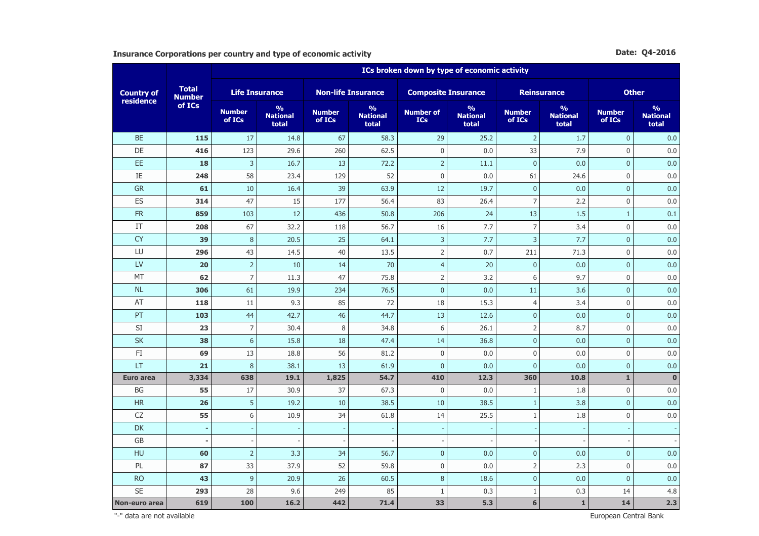**Insurance Corporations per country and type of economic activity** **Date: Q4-2016**

| Country of residence | Total Number of ICs | ICs broken down by type of economic activity | | | | | | | | | |
|---|---|---|---|---|---|---|---|---|---|---|---|
| | | Life Insurance | | Non-life Insurance | | Composite Insurance | | Reinsurance | | Other | |
| | | Number of ICs | % National total | Number of ICs | % National total | Number of ICs | % National total | Number of ICs | % National total | Number of ICs | % National total |
| BE | **115** | 17 | 14.8 | 67 | 58.3 | 29 | 25.2 | 2 | 1.7 | 0 | 0.0 |
| DE | **416** | 123 | 29.6 | 260 | 62.5 | 0 | 0.0 | 33 | 7.9 | 0 | 0.0 |
| EE | **18** | 3 | 16.7 | 13 | 72.2 | 2 | 11.1 | 0 | 0.0 | 0 | 0.0 |
| IE | **248** | 58 | 23.4 | 129 | 52 | 0 | 0.0 | 61 | 24.6 | 0 | 0.0 |
| GR | **61** | 10 | 16.4 | 39 | 63.9 | 12 | 19.7 | 0 | 0.0 | 0 | 0.0 |
| ES | **314** | 47 | 15 | 177 | 56.4 | 83 | 26.4 | 7 | 2.2 | 0 | 0.0 |
| FR | **859** | 103 | 12 | 436 | 50.8 | 206 | 24 | 13 | 1.5 | 1 | 0.1 |
| IT | **208** | 67 | 32.2 | 118 | 56.7 | 16 | 7.7 | 7 | 3.4 | 0 | 0.0 |
| CY | **39** | 8 | 20.5 | 25 | 64.1 | 3 | 7.7 | 3 | 7.7 | 0 | 0.0 |
| LU | **296** | 43 | 14.5 | 40 | 13.5 | 2 | 0.7 | 211 | 71.3 | 0 | 0.0 |
| LV | **20** | 2 | 10 | 14 | 70 | 4 | 20 | 0 | 0.0 | 0 | 0.0 |
| MT | **62** | 7 | 11.3 | 47 | 75.8 | 2 | 3.2 | 6 | 9.7 | 0 | 0.0 |
| NL | **306** | 61 | 19.9 | 234 | 76.5 | 0 | 0.0 | 11 | 3.6 | 0 | 0.0 |
| AT | **118** | 11 | 9.3 | 85 | 72 | 18 | 15.3 | 4 | 3.4 | 0 | 0.0 |
| PT | **103** | 44 | 42.7 | 46 | 44.7 | 13 | 12.6 | 0 | 0.0 | 0 | 0.0 |
| SI | **23** | 7 | 30.4 | 8 | 34.8 | 6 | 26.1 | 2 | 8.7 | 0 | 0.0 |
| SK | **38** | 6 | 15.8 | 18 | 47.4 | 14 | 36.8 | 0 | 0.0 | 0 | 0.0 |
| FI | **69** | 13 | 18.8 | 56 | 81.2 | 0 | 0.0 | 0 | 0.0 | 0 | 0.0 |
| LT | **21** | 8 | 38.1 | 13 | 61.9 | 0 | 0.0 | 0 | 0.0 | 0 | 0.0 |
| **Euro area** | **3,334** | **638** | **19.1** | **1,825** | **54.7** | **410** | **12.3** | **360** | **10.8** | **1** | **0** |
| BG | **55** | 17 | 30.9 | 37 | 67.3 | 0 | 0.0 | 1 | 1.8 | 0 | 0.0 |
| HR | **26** | 5 | 19.2 | 10 | 38.5 | 10 | 38.5 | 1 | 3.8 | 0 | 0.0 |
| CZ | **55** | 6 | 10.9 | 34 | 61.8 | 14 | 25.5 | 1 | 1.8 | 0 | 0.0 |
| DK | **-** | - | - | - | - | - | - | - | - | - | - |
| GB | **-** | - | - | - | - | - | - | - | - | - | - |
| HU | **60** | 2 | 3.3 | 34 | 56.7 | 0 | 0.0 | 0 | 0.0 | 0 | 0.0 |
| PL | **87** | 33 | 37.9 | 52 | 59.8 | 0 | 0.0 | 2 | 2.3 | 0 | 0.0 |
| RO | **43** | 9 | 20.9 | 26 | 60.5 | 8 | 18.6 | 0 | 0.0 | 0 | 0.0 |
| SE | **293** | 28 | 9.6 | 249 | 85 | 1 | 0.3 | 1 | 0.3 | 14 | 4.8 |
| **Non-euro area** | **619** | **100** | **16.2** | **442** | **71.4** | **33** | **5.3** | **6** | **1** | **14** | **2.3** |

"-" data are not available

European Central Bank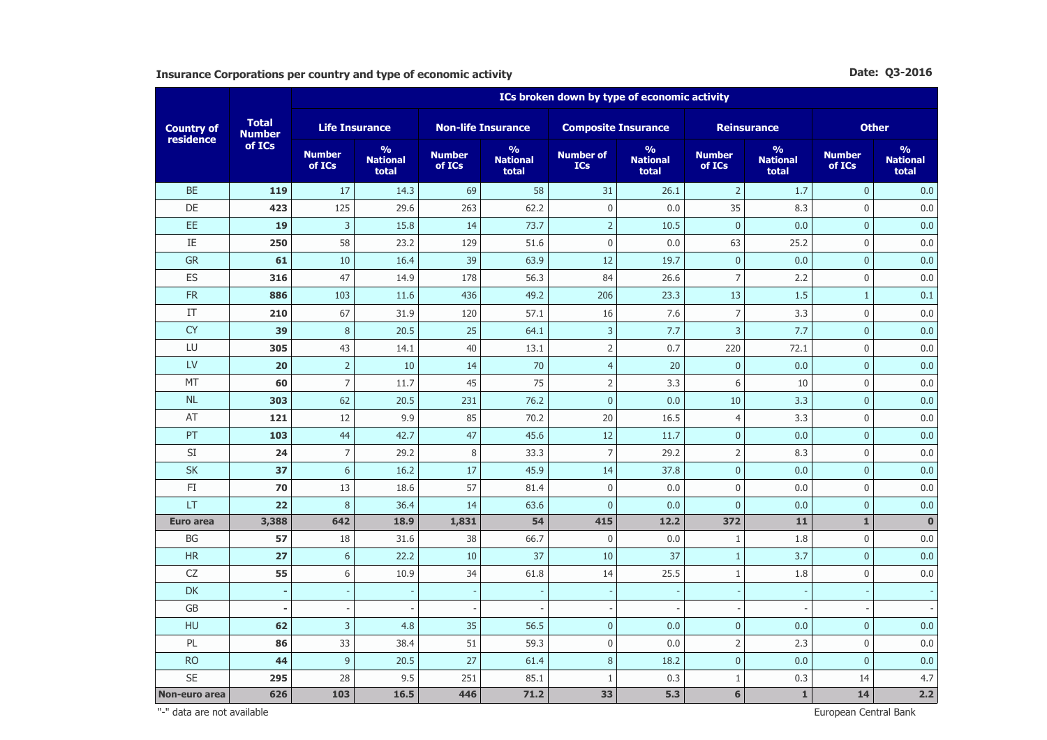**Insurance Corporations per country and type of economic activity**

**Date: Q3-2016**

| Country of residence | Total Number of ICs | ICs broken down by type of economic activity | | | | | | | | | |
|---|---|---|---|---|---|---|---|---|---|---|---|
| | | Life Insurance | | Non-life Insurance | | Composite Insurance | | Reinsurance | | Other | |
| | | Number of ICs | % National total | Number of ICs | % National total | Number of ICs | % National total | Number of ICs | % National total | Number of ICs | % National total |
| BE | **119** | 17 | 14.3 | 69 | 58 | 31 | 26.1 | 2 | 1.7 | 0 | 0.0 |
| DE | **423** | 125 | 29.6 | 263 | 62.2 | 0 | 0.0 | 35 | 8.3 | 0 | 0.0 |
| EE | **19** | 3 | 15.8 | 14 | 73.7 | 2 | 10.5 | 0 | 0.0 | 0 | 0.0 |
| IE | **250** | 58 | 23.2 | 129 | 51.6 | 0 | 0.0 | 63 | 25.2 | 0 | 0.0 |
| GR | **61** | 10 | 16.4 | 39 | 63.9 | 12 | 19.7 | 0 | 0.0 | 0 | 0.0 |
| ES | **316** | 47 | 14.9 | 178 | 56.3 | 84 | 26.6 | 7 | 2.2 | 0 | 0.0 |
| FR | **886** | 103 | 11.6 | 436 | 49.2 | 206 | 23.3 | 13 | 1.5 | 1 | 0.1 |
| IT | **210** | 67 | 31.9 | 120 | 57.1 | 16 | 7.6 | 7 | 3.3 | 0 | 0.0 |
| CY | **39** | 8 | 20.5 | 25 | 64.1 | 3 | 7.7 | 3 | 7.7 | 0 | 0.0 |
| LU | **305** | 43 | 14.1 | 40 | 13.1 | 2 | 0.7 | 220 | 72.1 | 0 | 0.0 |
| LV | **20** | 2 | 10 | 14 | 70 | 4 | 20 | 0 | 0.0 | 0 | 0.0 |
| MT | **60** | 7 | 11.7 | 45 | 75 | 2 | 3.3 | 6 | 10 | 0 | 0.0 |
| NL | **303** | 62 | 20.5 | 231 | 76.2 | 0 | 0.0 | 10 | 3.3 | 0 | 0.0 |
| AT | **121** | 12 | 9.9 | 85 | 70.2 | 20 | 16.5 | 4 | 3.3 | 0 | 0.0 |
| PT | **103** | 44 | 42.7 | 47 | 45.6 | 12 | 11.7 | 0 | 0.0 | 0 | 0.0 |
| SI | **24** | 7 | 29.2 | 8 | 33.3 | 7 | 29.2 | 2 | 8.3 | 0 | 0.0 |
| SK | **37** | 6 | 16.2 | 17 | 45.9 | 14 | 37.8 | 0 | 0.0 | 0 | 0.0 |
| FI | **70** | 13 | 18.6 | 57 | 81.4 | 0 | 0.0 | 0 | 0.0 | 0 | 0.0 |
| LT | **22** | 8 | 36.4 | 14 | 63.6 | 0 | 0.0 | 0 | 0.0 | 0 | 0.0 |
| **Euro area** | **3,388** | **642** | **18.9** | **1,831** | **54** | **415** | **12.2** | **372** | **11** | **1** | **0** |
| BG | **57** | 18 | 31.6 | 38 | 66.7 | 0 | 0.0 | 1 | 1.8 | 0 | 0.0 |
| HR | **27** | 6 | 22.2 | 10 | 37 | 10 | 37 | 1 | 3.7 | 0 | 0.0 |
| CZ | **55** | 6 | 10.9 | 34 | 61.8 | 14 | 25.5 | 1 | 1.8 | 0 | 0.0 |
| DK | **-** | - | - | - | - | - | - | - | - | - | - |
| GB | **-** | - | - | - | - | - | - | - | - | - | - |
| HU | **62** | 3 | 4.8 | 35 | 56.5 | 0 | 0.0 | 0 | 0.0 | 0 | 0.0 |
| PL | **86** | 33 | 38.4 | 51 | 59.3 | 0 | 0.0 | 2 | 2.3 | 0 | 0.0 |
| RO | **44** | 9 | 20.5 | 27 | 61.4 | 8 | 18.2 | 0 | 0.0 | 0 | 0.0 |
| SE | **295** | 28 | 9.5 | 251 | 85.1 | 1 | 0.3 | 1 | 0.3 | 14 | 4.7 |
| **Non-euro area** | **626** | **103** | **16.5** | **446** | **71.2** | **33** | **5.3** | **6** | **1** | **14** | **2.2** |

"-" data are not available

European Central Bank